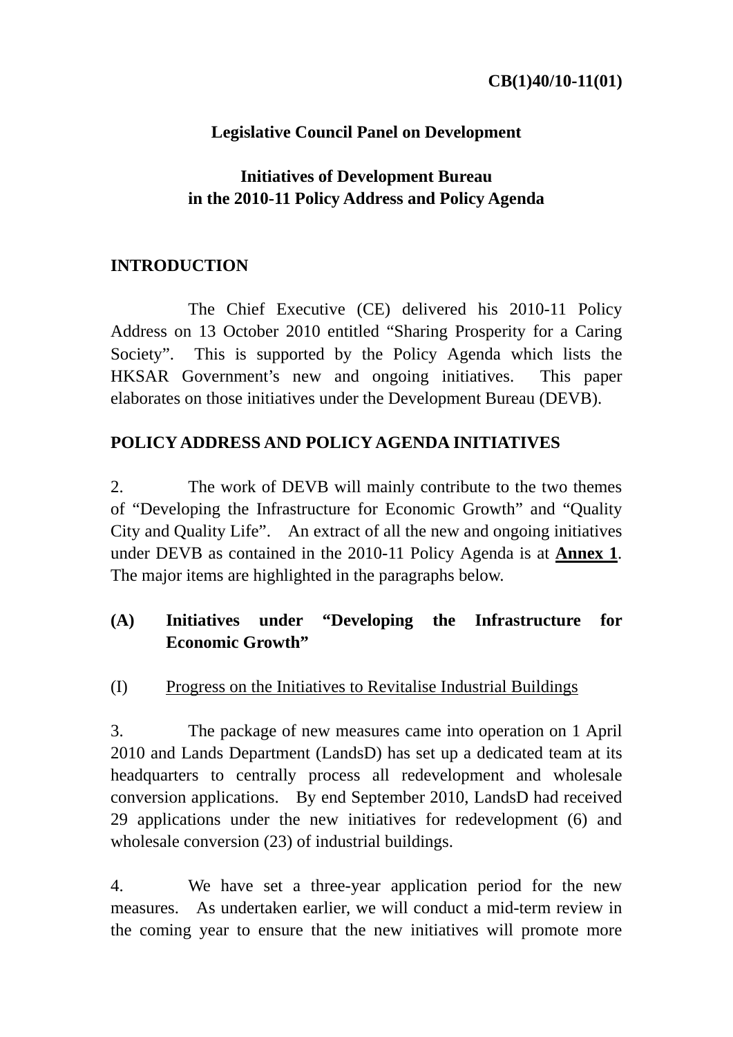CB(1)40/10-11(01)

**Legislative Council Panel on Development**

**Initiatives of Development Bureau in the 2010-11 Policy Address and Policy Agenda**

## INTRODUCTION

The Chief Executive (CE) delivered his 2010-11 Policy Address on 13 October 2010 entitled "Sharing Prosperity for a Caring Society". This is supported by the Policy Agenda which lists the HKSAR Government's new and ongoing initiatives. This paper elaborates on those initiatives under the Development Bureau (DEVB).

## POLICY ADDRESS AND POLICY AGENDA INITIATIVES

2. The work of DEVB will mainly contribute to the two themes of "Developing the Infrastructure for Economic Growth" and "Quality City and Quality Life". An extract of all the new and ongoing initiatives under DEVB as contained in the 2010-11 Policy Agenda is at **Annex 1**. The major items are highlighted in the paragraphs below.

### (A) Initiatives under "Developing the Infrastructure for Economic Growth"

(I) Progress on the Initiatives to Revitalise Industrial Buildings

3. The package of new measures came into operation on 1 April 2010 and Lands Department (LandsD) has set up a dedicated team at its headquarters to centrally process all redevelopment and wholesale conversion applications. By end September 2010, LandsD had received 29 applications under the new initiatives for redevelopment (6) and wholesale conversion (23) of industrial buildings.

4. We have set a three-year application period for the new measures. As undertaken earlier, we will conduct a mid-term review in the coming year to ensure that the new initiatives will promote more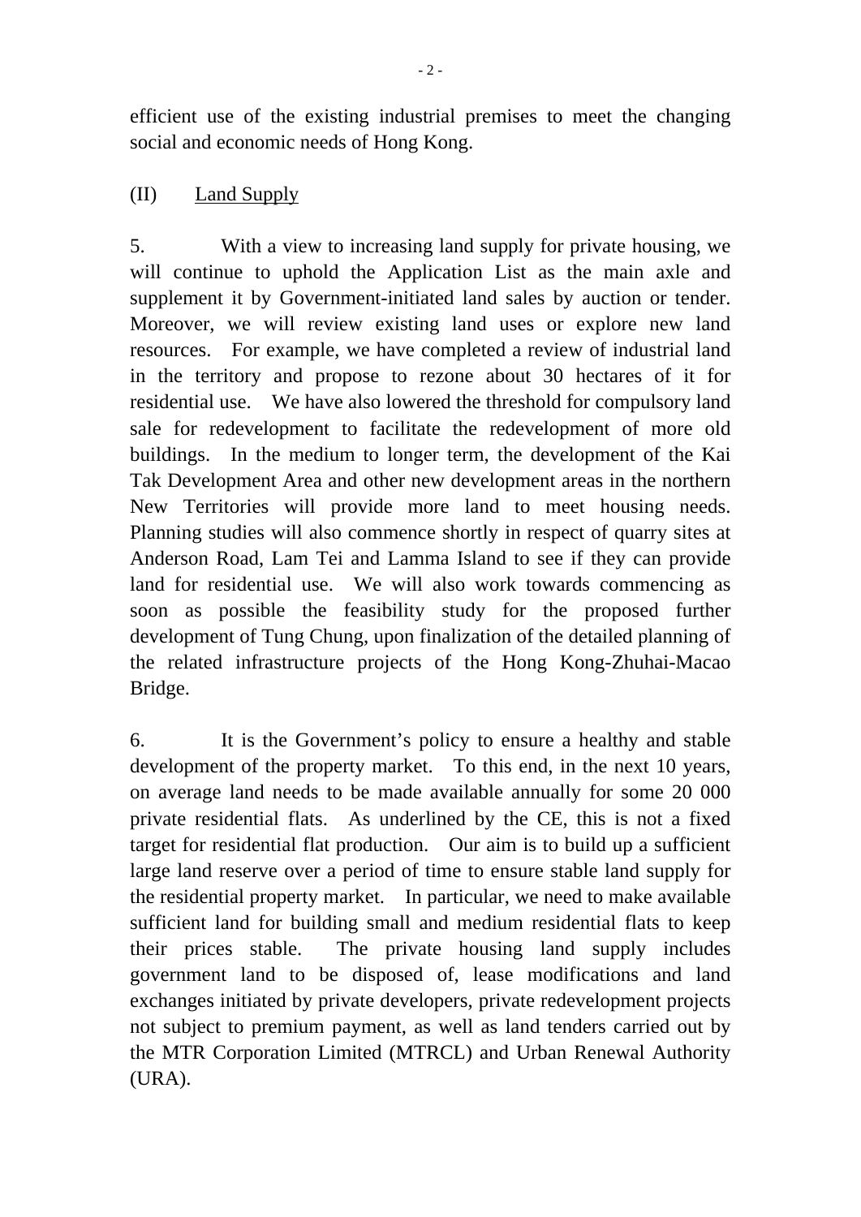efficient use of the existing industrial premises to meet the changing social and economic needs of Hong Kong.

## (II) Land Supply

5. With a view to increasing land supply for private housing, we will continue to uphold the Application List as the main axle and supplement it by Government-initiated land sales by auction or tender. Moreover, we will review existing land uses or explore new land resources. For example, we have completed a review of industrial land in the territory and propose to rezone about 30 hectares of it for residential use. We have also lowered the threshold for compulsory land sale for redevelopment to facilitate the redevelopment of more old buildings. In the medium to longer term, the development of the Kai Tak Development Area and other new development areas in the northern New Territories will provide more land to meet housing needs. Planning studies will also commence shortly in respect of quarry sites at Anderson Road, Lam Tei and Lamma Island to see if they can provide land for residential use. We will also work towards commencing as soon as possible the feasibility study for the proposed further development of Tung Chung, upon finalization of the detailed planning of the related infrastructure projects of the Hong Kong-Zhuhai-Macao Bridge.

6. It is the Government's policy to ensure a healthy and stable development of the property market. To this end, in the next 10 years, on average land needs to be made available annually for some 20 000 private residential flats. As underlined by the CE, this is not a fixed target for residential flat production. Our aim is to build up a sufficient large land reserve over a period of time to ensure stable land supply for the residential property market. In particular, we need to make available sufficient land for building small and medium residential flats to keep their prices stable. The private housing land supply includes government land to be disposed of, lease modifications and land exchanges initiated by private developers, private redevelopment projects not subject to premium payment, as well as land tenders carried out by the MTR Corporation Limited (MTRCL) and Urban Renewal Authority (URA).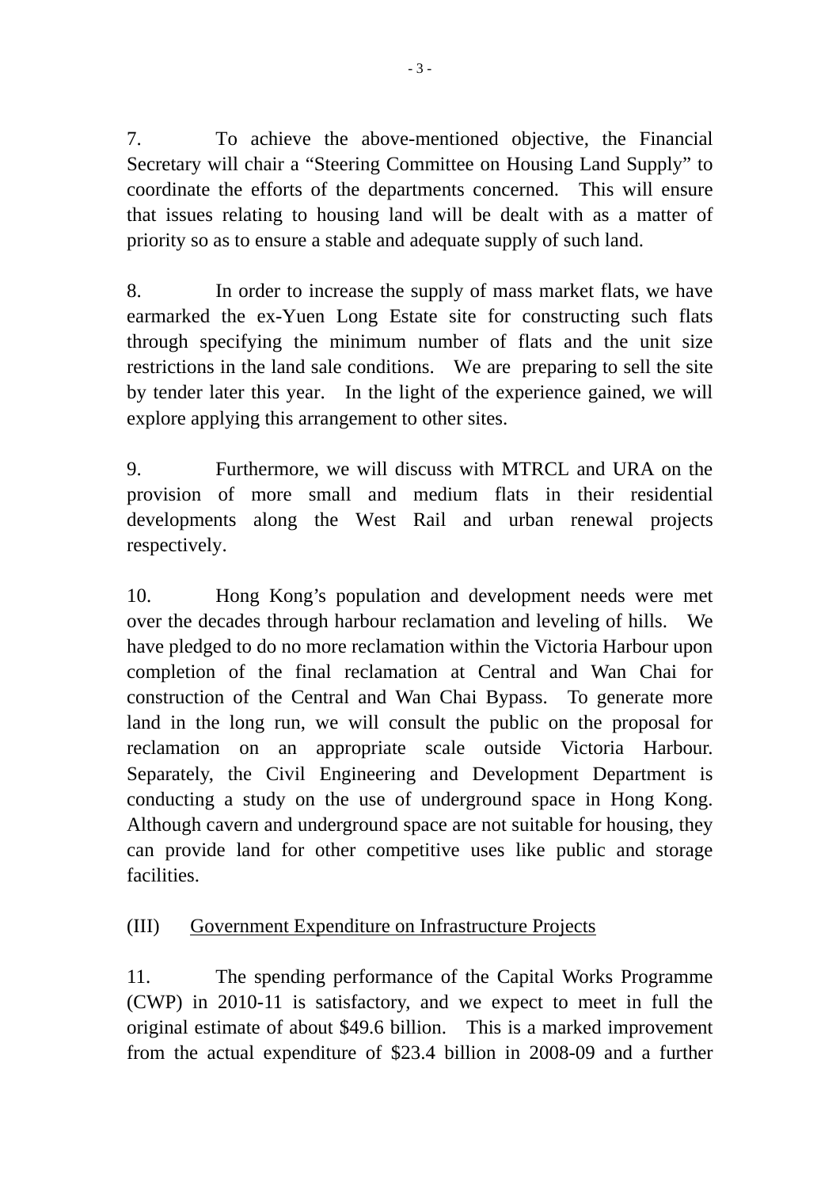7. To achieve the above-mentioned objective, the Financial Secretary will chair a "Steering Committee on Housing Land Supply" to coordinate the efforts of the departments concerned. This will ensure that issues relating to housing land will be dealt with as a matter of priority so as to ensure a stable and adequate supply of such land.

8. In order to increase the supply of mass market flats, we have earmarked the ex-Yuen Long Estate site for constructing such flats through specifying the minimum number of flats and the unit size restrictions in the land sale conditions. We are preparing to sell the site by tender later this year. In the light of the experience gained, we will explore applying this arrangement to other sites.

9. Furthermore, we will discuss with MTRCL and URA on the provision of more small and medium flats in their residential developments along the West Rail and urban renewal projects respectively.

10. Hong Kong's population and development needs were met over the decades through harbour reclamation and leveling of hills. We have pledged to do no more reclamation within the Victoria Harbour upon completion of the final reclamation at Central and Wan Chai for construction of the Central and Wan Chai Bypass. To generate more land in the long run, we will consult the public on the proposal for reclamation on an appropriate scale outside Victoria Harbour. Separately, the Civil Engineering and Development Department is conducting a study on the use of underground space in Hong Kong. Although cavern and underground space are not suitable for housing, they can provide land for other competitive uses like public and storage facilities.

## (III) Government Expenditure on Infrastructure Projects

11. The spending performance of the Capital Works Programme (CWP) in 2010-11 is satisfactory, and we expect to meet in full the original estimate of about $49.6 billion. This is a marked improvement from the actual expenditure of $23.4 billion in 2008-09 and a further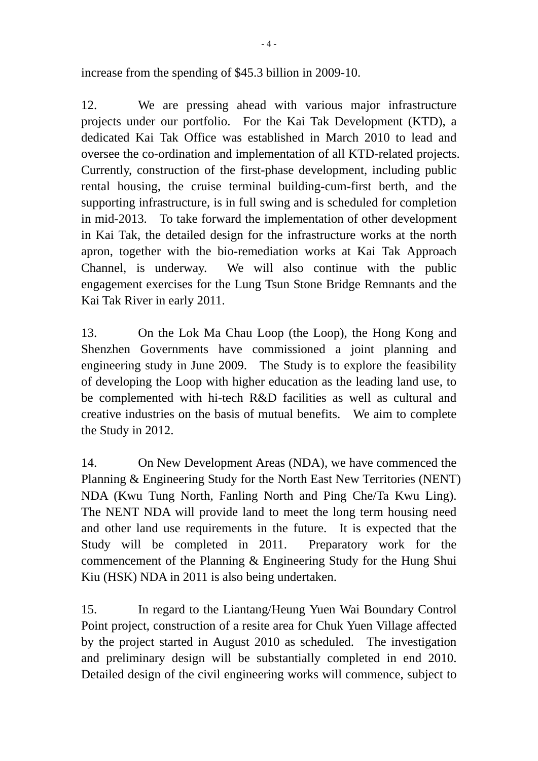increase from the spending of $45.3 billion in 2009-10.

12. We are pressing ahead with various major infrastructure projects under our portfolio. For the Kai Tak Development (KTD), a dedicated Kai Tak Office was established in March 2010 to lead and oversee the co-ordination and implementation of all KTD-related projects. Currently, construction of the first-phase development, including public rental housing, the cruise terminal building-cum-first berth, and the supporting infrastructure, is in full swing and is scheduled for completion in mid-2013. To take forward the implementation of other development in Kai Tak, the detailed design for the infrastructure works at the north apron, together with the bio-remediation works at Kai Tak Approach Channel, is underway. We will also continue with the public engagement exercises for the Lung Tsun Stone Bridge Remnants and the Kai Tak River in early 2011.

13. On the Lok Ma Chau Loop (the Loop), the Hong Kong and Shenzhen Governments have commissioned a joint planning and engineering study in June 2009. The Study is to explore the feasibility of developing the Loop with higher education as the leading land use, to be complemented with hi-tech R&D facilities as well as cultural and creative industries on the basis of mutual benefits. We aim to complete the Study in 2012.

14. On New Development Areas (NDA), we have commenced the Planning & Engineering Study for the North East New Territories (NENT) NDA (Kwu Tung North, Fanling North and Ping Che/Ta Kwu Ling). The NENT NDA will provide land to meet the long term housing need and other land use requirements in the future. It is expected that the Study will be completed in 2011. Preparatory work for the commencement of the Planning & Engineering Study for the Hung Shui Kiu (HSK) NDA in 2011 is also being undertaken.

15. In regard to the Liantang/Heung Yuen Wai Boundary Control Point project, construction of a resite area for Chuk Yuen Village affected by the project started in August 2010 as scheduled. The investigation and preliminary design will be substantially completed in end 2010. Detailed design of the civil engineering works will commence, subject to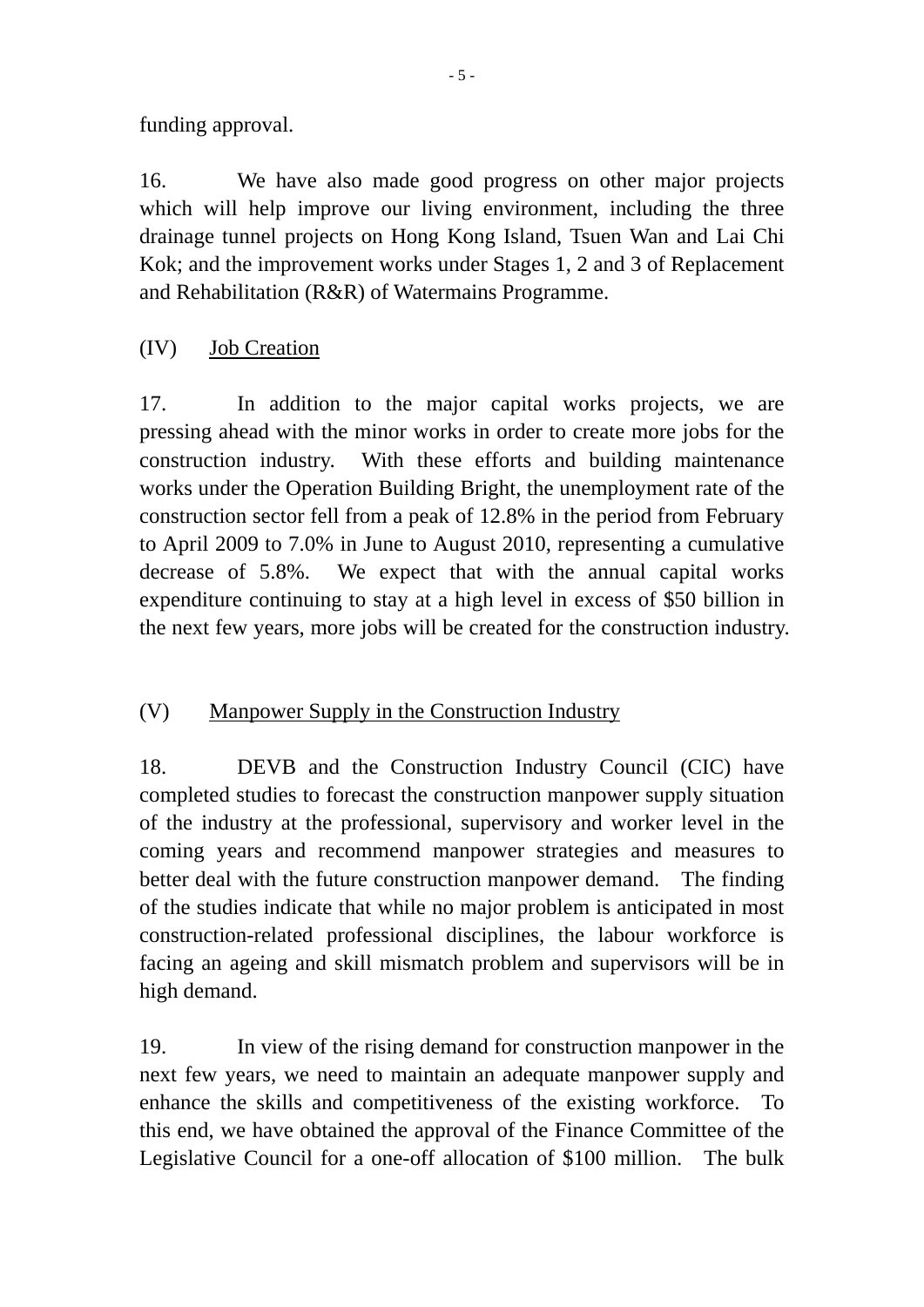funding approval.

16. We have also made good progress on other major projects which will help improve our living environment, including the three drainage tunnel projects on Hong Kong Island, Tsuen Wan and Lai Chi Kok; and the improvement works under Stages 1, 2 and 3 of Replacement and Rehabilitation (R&R) of Watermains Programme.

## (IV) Job Creation

17. In addition to the major capital works projects, we are pressing ahead with the minor works in order to create more jobs for the construction industry. With these efforts and building maintenance works under the Operation Building Bright, the unemployment rate of the construction sector fell from a peak of 12.8% in the period from February to April 2009 to 7.0% in June to August 2010, representing a cumulative decrease of 5.8%. We expect that with the annual capital works expenditure continuing to stay at a high level in excess of $50 billion in the next few years, more jobs will be created for the construction industry.

## (V) Manpower Supply in the Construction Industry

18. DEVB and the Construction Industry Council (CIC) have completed studies to forecast the construction manpower supply situation of the industry at the professional, supervisory and worker level in the coming years and recommend manpower strategies and measures to better deal with the future construction manpower demand. The finding of the studies indicate that while no major problem is anticipated in most construction-related professional disciplines, the labour workforce is facing an ageing and skill mismatch problem and supervisors will be in high demand.

19. In view of the rising demand for construction manpower in the next few years, we need to maintain an adequate manpower supply and enhance the skills and competitiveness of the existing workforce. To this end, we have obtained the approval of the Finance Committee of the Legislative Council for a one-off allocation of $100 million. The bulk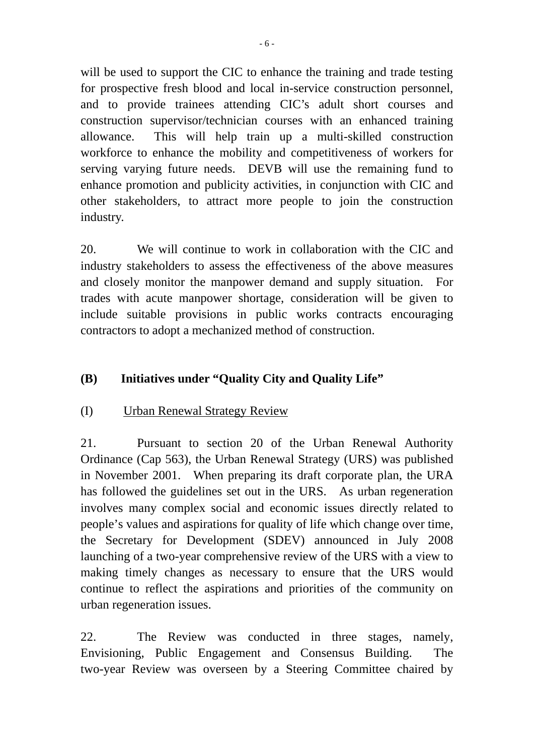will be used to support the CIC to enhance the training and trade testing for prospective fresh blood and local in-service construction personnel, and to provide trainees attending CIC's adult short courses and construction supervisor/technician courses with an enhanced training allowance. This will help train up a multi-skilled construction workforce to enhance the mobility and competitiveness of workers for serving varying future needs. DEVB will use the remaining fund to enhance promotion and publicity activities, in conjunction with CIC and other stakeholders, to attract more people to join the construction industry.

20. We will continue to work in collaboration with the CIC and industry stakeholders to assess the effectiveness of the above measures and closely monitor the manpower demand and supply situation. For trades with acute manpower shortage, consideration will be given to include suitable provisions in public works contracts encouraging contractors to adopt a mechanized method of construction.

## (B) Initiatives under "Quality City and Quality Life"

### (I) Urban Renewal Strategy Review

21. Pursuant to section 20 of the Urban Renewal Authority Ordinance (Cap 563), the Urban Renewal Strategy (URS) was published in November 2001. When preparing its draft corporate plan, the URA has followed the guidelines set out in the URS. As urban regeneration involves many complex social and economic issues directly related to people's values and aspirations for quality of life which change over time, the Secretary for Development (SDEV) announced in July 2008 launching of a two-year comprehensive review of the URS with a view to making timely changes as necessary to ensure that the URS would continue to reflect the aspirations and priorities of the community on urban regeneration issues.

22. The Review was conducted in three stages, namely, Envisioning, Public Engagement and Consensus Building. The two-year Review was overseen by a Steering Committee chaired by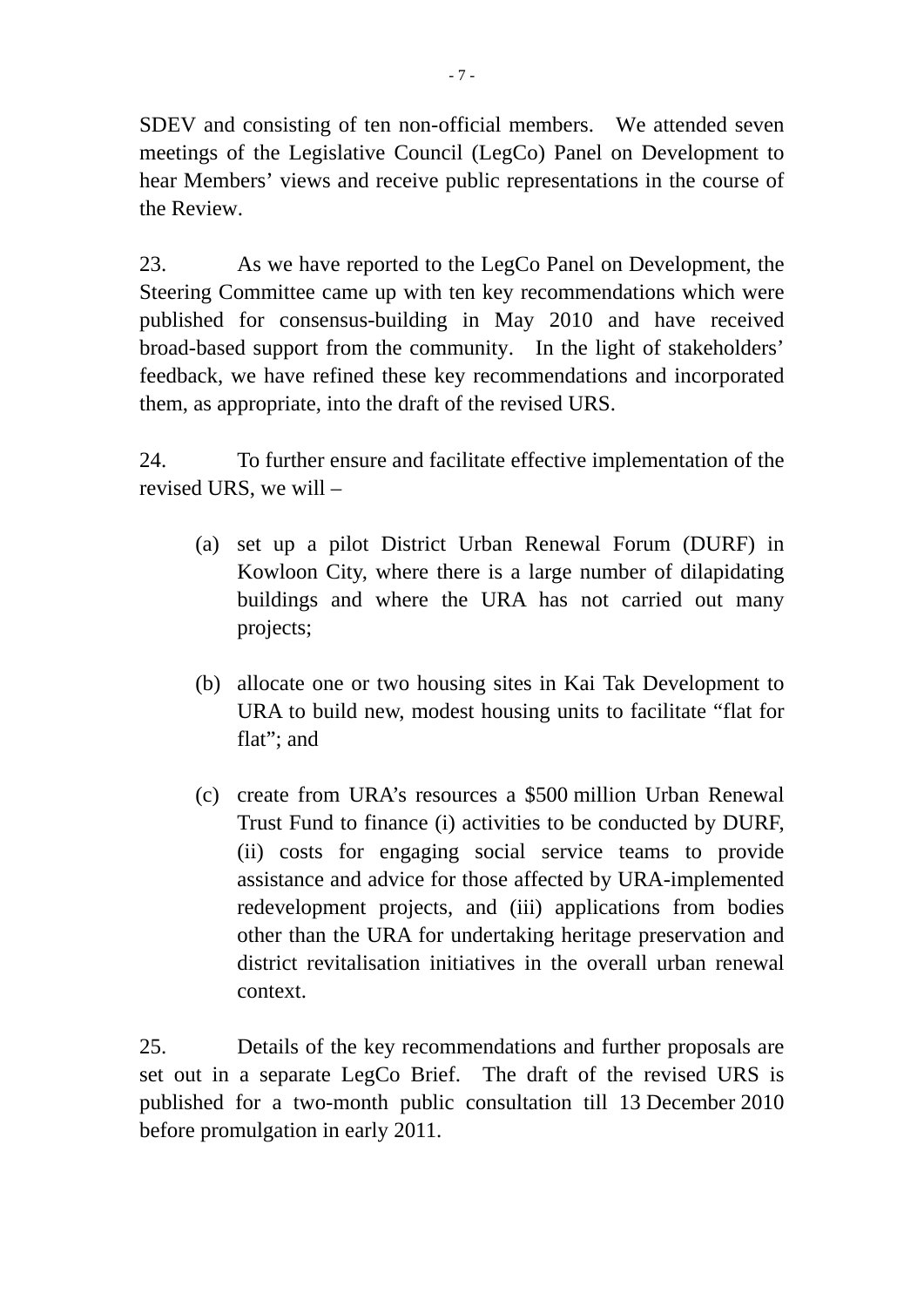SDEV and consisting of ten non-official members. We attended seven meetings of the Legislative Council (LegCo) Panel on Development to hear Members' views and receive public representations in the course of the Review.

23. As we have reported to the LegCo Panel on Development, the Steering Committee came up with ten key recommendations which were published for consensus-building in May 2010 and have received broad-based support from the community. In the light of stakeholders' feedback, we have refined these key recommendations and incorporated them, as appropriate, into the draft of the revised URS.

24. To further ensure and facilitate effective implementation of the revised URS, we will –

(a) set up a pilot District Urban Renewal Forum (DURF) in Kowloon City, where there is a large number of dilapidating buildings and where the URA has not carried out many projects;

(b) allocate one or two housing sites in Kai Tak Development to URA to build new, modest housing units to facilitate "flat for flat"; and

(c) create from URA's resources a $500 million Urban Renewal Trust Fund to finance (i) activities to be conducted by DURF, (ii) costs for engaging social service teams to provide assistance and advice for those affected by URA-implemented redevelopment projects, and (iii) applications from bodies other than the URA for undertaking heritage preservation and district revitalisation initiatives in the overall urban renewal context.

25. Details of the key recommendations and further proposals are set out in a separate LegCo Brief. The draft of the revised URS is published for a two-month public consultation till 13 December 2010 before promulgation in early 2011.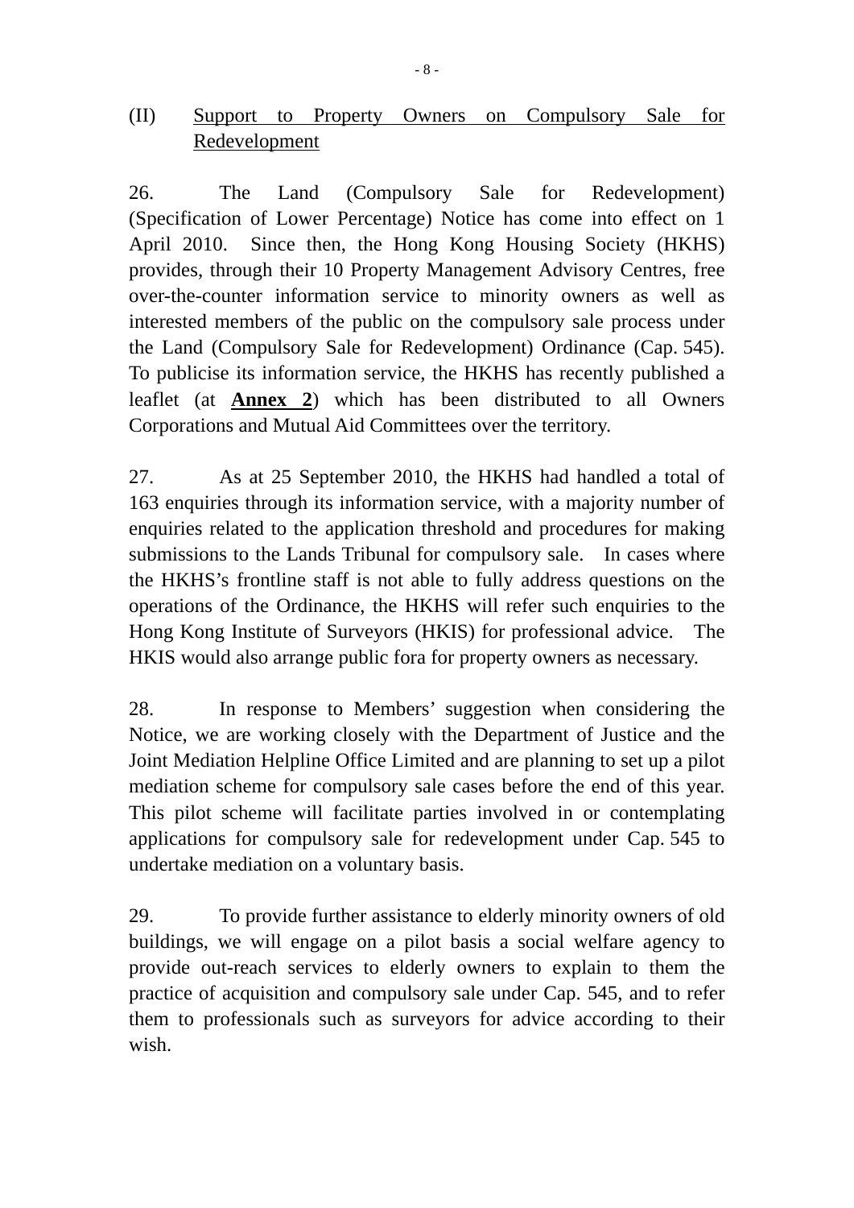## (II) Support to Property Owners on Compulsory Sale for Redevelopment

26. The Land (Compulsory Sale for Redevelopment) (Specification of Lower Percentage) Notice has come into effect on 1 April 2010. Since then, the Hong Kong Housing Society (HKHS) provides, through their 10 Property Management Advisory Centres, free over-the-counter information service to minority owners as well as interested members of the public on the compulsory sale process under the Land (Compulsory Sale for Redevelopment) Ordinance (Cap. 545). To publicise its information service, the HKHS has recently published a leaflet (at **Annex 2**) which has been distributed to all Owners Corporations and Mutual Aid Committees over the territory.

27. As at 25 September 2010, the HKHS had handled a total of 163 enquiries through its information service, with a majority number of enquiries related to the application threshold and procedures for making submissions to the Lands Tribunal for compulsory sale. In cases where the HKHS's frontline staff is not able to fully address questions on the operations of the Ordinance, the HKHS will refer such enquiries to the Hong Kong Institute of Surveyors (HKIS) for professional advice. The HKIS would also arrange public fora for property owners as necessary.

28. In response to Members' suggestion when considering the Notice, we are working closely with the Department of Justice and the Joint Mediation Helpline Office Limited and are planning to set up a pilot mediation scheme for compulsory sale cases before the end of this year. This pilot scheme will facilitate parties involved in or contemplating applications for compulsory sale for redevelopment under Cap. 545 to undertake mediation on a voluntary basis.

29. To provide further assistance to elderly minority owners of old buildings, we will engage on a pilot basis a social welfare agency to provide out-reach services to elderly owners to explain to them the practice of acquisition and compulsory sale under Cap. 545, and to refer them to professionals such as surveyors for advice according to their wish.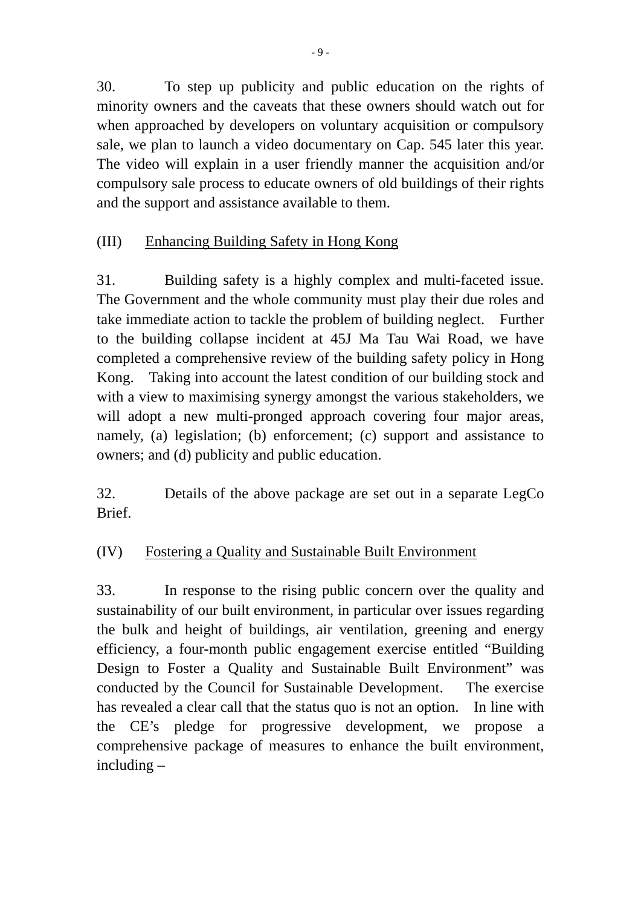30. To step up publicity and public education on the rights of minority owners and the caveats that these owners should watch out for when approached by developers on voluntary acquisition or compulsory sale, we plan to launch a video documentary on Cap. 545 later this year. The video will explain in a user friendly manner the acquisition and/or compulsory sale process to educate owners of old buildings of their rights and the support and assistance available to them.

## (III) Enhancing Building Safety in Hong Kong

31. Building safety is a highly complex and multi-faceted issue. The Government and the whole community must play their due roles and take immediate action to tackle the problem of building neglect. Further to the building collapse incident at 45J Ma Tau Wai Road, we have completed a comprehensive review of the building safety policy in Hong Kong. Taking into account the latest condition of our building stock and with a view to maximising synergy amongst the various stakeholders, we will adopt a new multi-pronged approach covering four major areas, namely, (a) legislation; (b) enforcement; (c) support and assistance to owners; and (d) publicity and public education.

32. Details of the above package are set out in a separate LegCo Brief.

## (IV) Fostering a Quality and Sustainable Built Environment

33. In response to the rising public concern over the quality and sustainability of our built environment, in particular over issues regarding the bulk and height of buildings, air ventilation, greening and energy efficiency, a four-month public engagement exercise entitled "Building Design to Foster a Quality and Sustainable Built Environment" was conducted by the Council for Sustainable Development. The exercise has revealed a clear call that the status quo is not an option. In line with the CE's pledge for progressive development, we propose a comprehensive package of measures to enhance the built environment, including –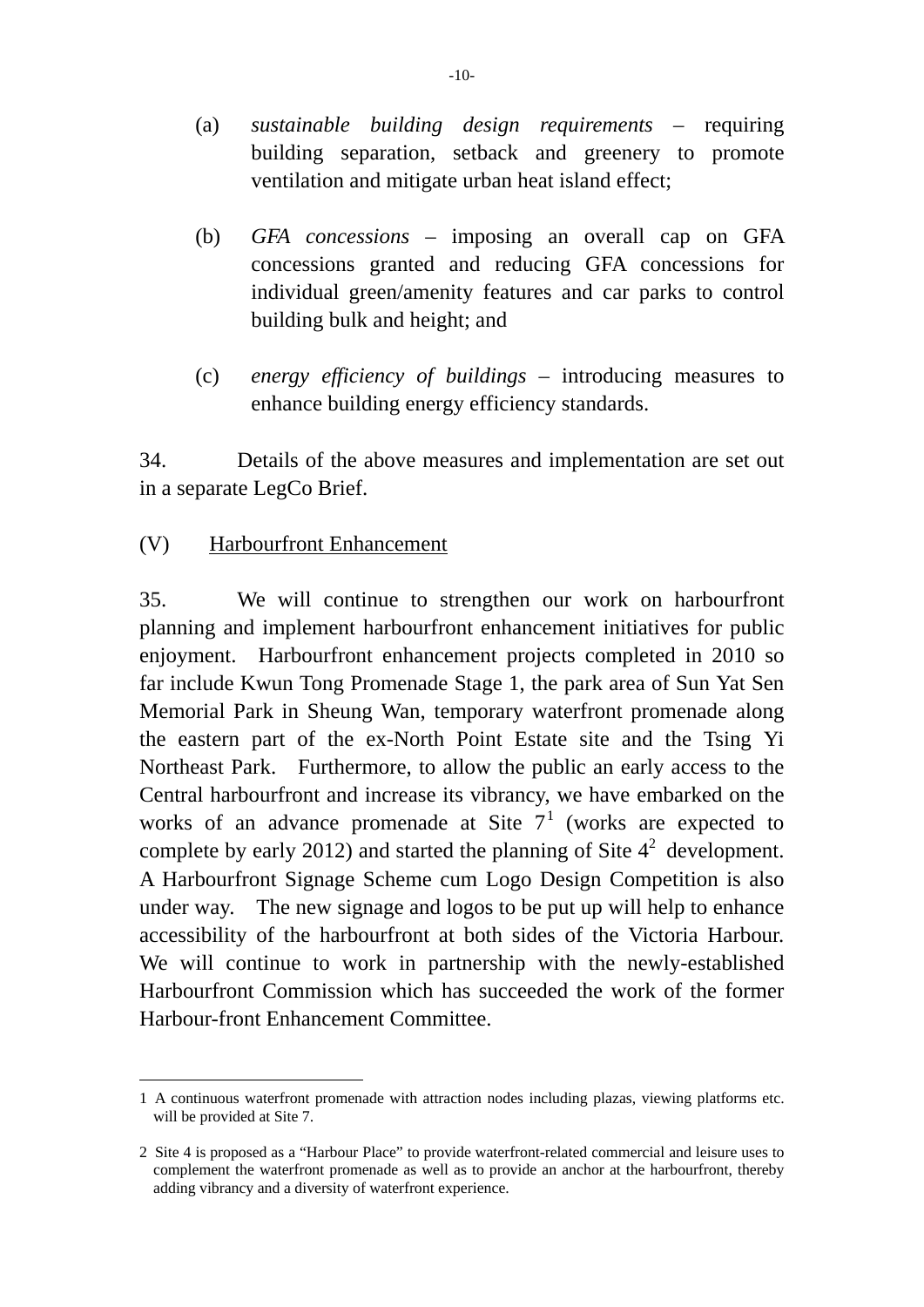(a) *sustainable building design requirements* – requiring building separation, setback and greenery to promote ventilation and mitigate urban heat island effect;

(b) *GFA concessions* – imposing an overall cap on GFA concessions granted and reducing GFA concessions for individual green/amenity features and car parks to control building bulk and height; and

(c) *energy efficiency of buildings* – introducing measures to enhance building energy efficiency standards.

34. Details of the above measures and implementation are set out in a separate LegCo Brief.

(V) Harbourfront Enhancement

35. We will continue to strengthen our work on harbourfront planning and implement harbourfront enhancement initiatives for public enjoyment. Harbourfront enhancement projects completed in 2010 so far include Kwun Tong Promenade Stage 1, the park area of Sun Yat Sen Memorial Park in Sheung Wan, temporary waterfront promenade along the eastern part of the ex-North Point Estate site and the Tsing Yi Northeast Park. Furthermore, to allow the public an early access to the Central harbourfront and increase its vibrancy, we have embarked on the works of an advance promenade at Site 7[1] (works are expected to complete by early 2012) and started the planning of Site 4[2] development. A Harbourfront Signage Scheme cum Logo Design Competition is also under way. The new signage and logos to be put up will help to enhance accessibility of the harbourfront at both sides of the Victoria Harbour. We will continue to work in partnership with the newly-established Harbourfront Commission which has succeeded the work of the former Harbour-front Enhancement Committee.

---

1 A continuous waterfront promenade with attraction nodes including plazas, viewing platforms etc. will be provided at Site 7.

2 Site 4 is proposed as a "Harbour Place" to provide waterfront-related commercial and leisure uses to complement the waterfront promenade as well as to provide an anchor at the harbourfront, thereby adding vibrancy and a diversity of waterfront experience.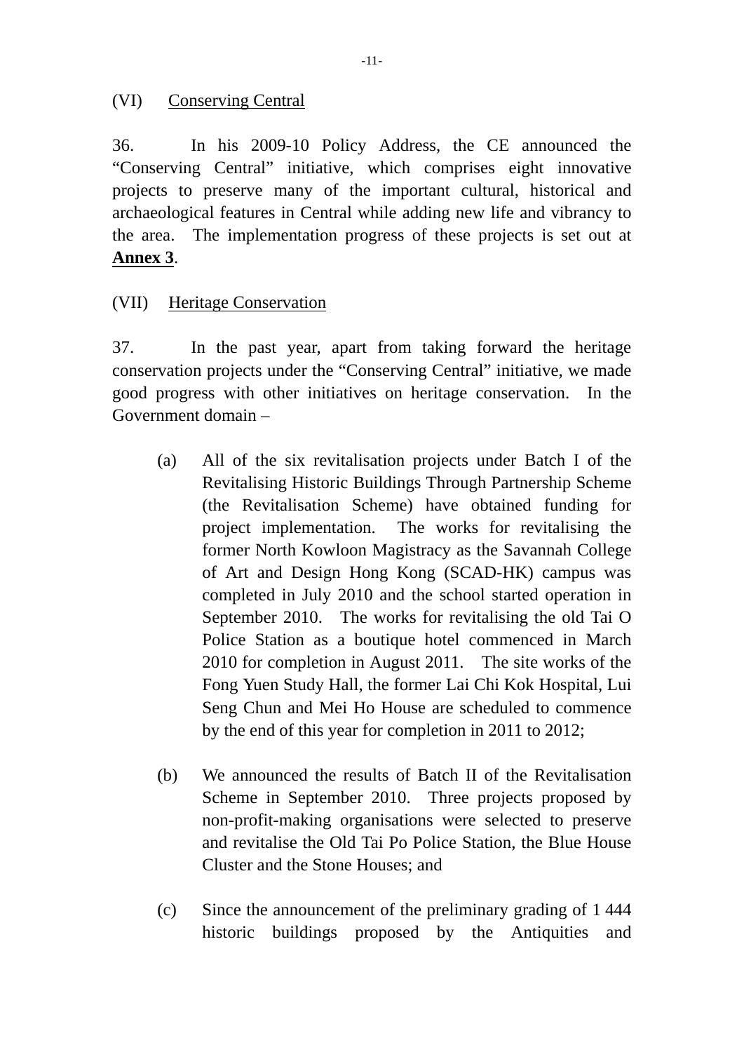## (VI) Conserving Central

36. In his 2009-10 Policy Address, the CE announced the "Conserving Central" initiative, which comprises eight innovative projects to preserve many of the important cultural, historical and archaeological features in Central while adding new life and vibrancy to the area. The implementation progress of these projects is set out at **Annex 3**.

## (VII) Heritage Conservation

37. In the past year, apart from taking forward the heritage conservation projects under the "Conserving Central" initiative, we made good progress with other initiatives on heritage conservation. In the Government domain –

(a) All of the six revitalisation projects under Batch I of the Revitalising Historic Buildings Through Partnership Scheme (the Revitalisation Scheme) have obtained funding for project implementation. The works for revitalising the former North Kowloon Magistracy as the Savannah College of Art and Design Hong Kong (SCAD-HK) campus was completed in July 2010 and the school started operation in September 2010. The works for revitalising the old Tai O Police Station as a boutique hotel commenced in March 2010 for completion in August 2011. The site works of the Fong Yuen Study Hall, the former Lai Chi Kok Hospital, Lui Seng Chun and Mei Ho House are scheduled to commence by the end of this year for completion in 2011 to 2012;

(b) We announced the results of Batch II of the Revitalisation Scheme in September 2010. Three projects proposed by non-profit-making organisations were selected to preserve and revitalise the Old Tai Po Police Station, the Blue House Cluster and the Stone Houses; and

(c) Since the announcement of the preliminary grading of 1 444 historic buildings proposed by the Antiquities and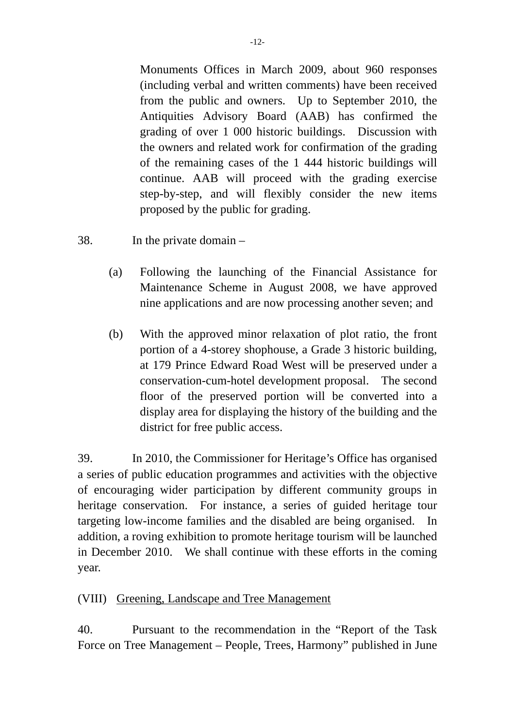Monuments Offices in March 2009, about 960 responses (including verbal and written comments) have been received from the public and owners. Up to September 2010, the Antiquities Advisory Board (AAB) has confirmed the grading of over 1 000 historic buildings. Discussion with the owners and related work for confirmation of the grading of the remaining cases of the 1 444 historic buildings will continue. AAB will proceed with the grading exercise step-by-step, and will flexibly consider the new items proposed by the public for grading.

38. In the private domain –

(a) Following the launching of the Financial Assistance for Maintenance Scheme in August 2008, we have approved nine applications and are now processing another seven; and

(b) With the approved minor relaxation of plot ratio, the front portion of a 4-storey shophouse, a Grade 3 historic building, at 179 Prince Edward Road West will be preserved under a conservation-cum-hotel development proposal. The second floor of the preserved portion will be converted into a display area for displaying the history of the building and the district for free public access.

39. In 2010, the Commissioner for Heritage's Office has organised a series of public education programmes and activities with the objective of encouraging wider participation by different community groups in heritage conservation. For instance, a series of guided heritage tour targeting low-income families and the disabled are being organised. In addition, a roving exhibition to promote heritage tourism will be launched in December 2010. We shall continue with these efforts in the coming year.

## (VIII) Greening, Landscape and Tree Management

40. Pursuant to the recommendation in the "Report of the Task Force on Tree Management – People, Trees, Harmony" published in June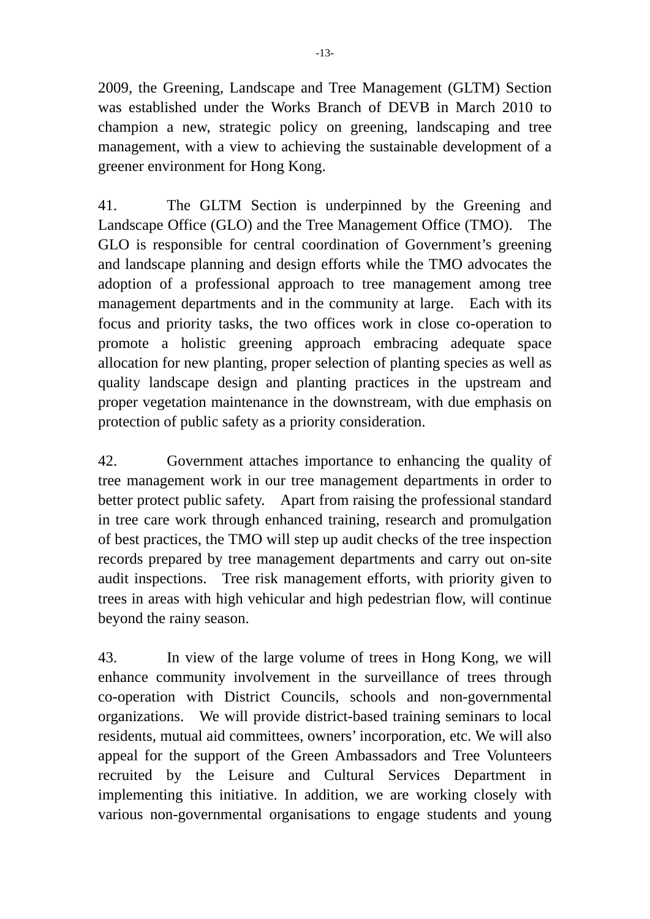2009, the Greening, Landscape and Tree Management (GLTM) Section was established under the Works Branch of DEVB in March 2010 to champion a new, strategic policy on greening, landscaping and tree management, with a view to achieving the sustainable development of a greener environment for Hong Kong.

41. The GLTM Section is underpinned by the Greening and Landscape Office (GLO) and the Tree Management Office (TMO). The GLO is responsible for central coordination of Government's greening and landscape planning and design efforts while the TMO advocates the adoption of a professional approach to tree management among tree management departments and in the community at large. Each with its focus and priority tasks, the two offices work in close co-operation to promote a holistic greening approach embracing adequate space allocation for new planting, proper selection of planting species as well as quality landscape design and planting practices in the upstream and proper vegetation maintenance in the downstream, with due emphasis on protection of public safety as a priority consideration.

42. Government attaches importance to enhancing the quality of tree management work in our tree management departments in order to better protect public safety. Apart from raising the professional standard in tree care work through enhanced training, research and promulgation of best practices, the TMO will step up audit checks of the tree inspection records prepared by tree management departments and carry out on-site audit inspections. Tree risk management efforts, with priority given to trees in areas with high vehicular and high pedestrian flow, will continue beyond the rainy season.

43. In view of the large volume of trees in Hong Kong, we will enhance community involvement in the surveillance of trees through co-operation with District Councils, schools and non-governmental organizations. We will provide district-based training seminars to local residents, mutual aid committees, owners' incorporation, etc. We will also appeal for the support of the Green Ambassadors and Tree Volunteers recruited by the Leisure and Cultural Services Department in implementing this initiative. In addition, we are working closely with various non-governmental organisations to engage students and young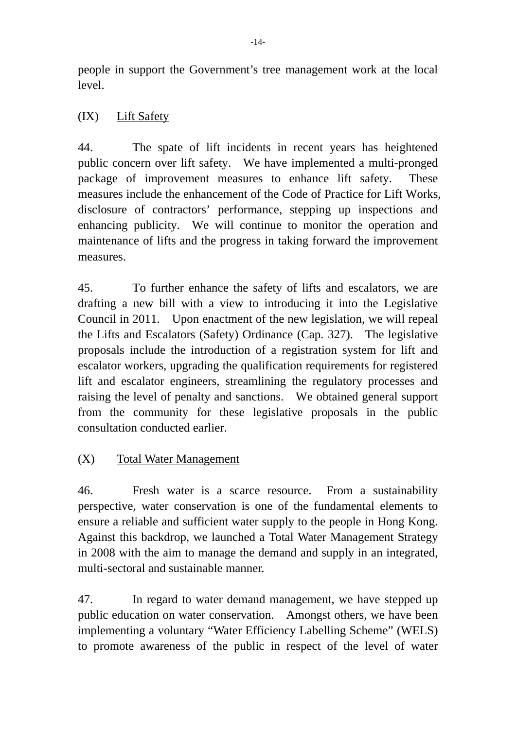people in support the Government's tree management work at the local level.

## (IX) Lift Safety

44. The spate of lift incidents in recent years has heightened public concern over lift safety. We have implemented a multi-pronged package of improvement measures to enhance lift safety. These measures include the enhancement of the Code of Practice for Lift Works, disclosure of contractors' performance, stepping up inspections and enhancing publicity. We will continue to monitor the operation and maintenance of lifts and the progress in taking forward the improvement measures.

45. To further enhance the safety of lifts and escalators, we are drafting a new bill with a view to introducing it into the Legislative Council in 2011. Upon enactment of the new legislation, we will repeal the Lifts and Escalators (Safety) Ordinance (Cap. 327). The legislative proposals include the introduction of a registration system for lift and escalator workers, upgrading the qualification requirements for registered lift and escalator engineers, streamlining the regulatory processes and raising the level of penalty and sanctions. We obtained general support from the community for these legislative proposals in the public consultation conducted earlier.

## (X) Total Water Management

46. Fresh water is a scarce resource. From a sustainability perspective, water conservation is one of the fundamental elements to ensure a reliable and sufficient water supply to the people in Hong Kong. Against this backdrop, we launched a Total Water Management Strategy in 2008 with the aim to manage the demand and supply in an integrated, multi-sectoral and sustainable manner.

47. In regard to water demand management, we have stepped up public education on water conservation. Amongst others, we have been implementing a voluntary "Water Efficiency Labelling Scheme" (WELS) to promote awareness of the public in respect of the level of water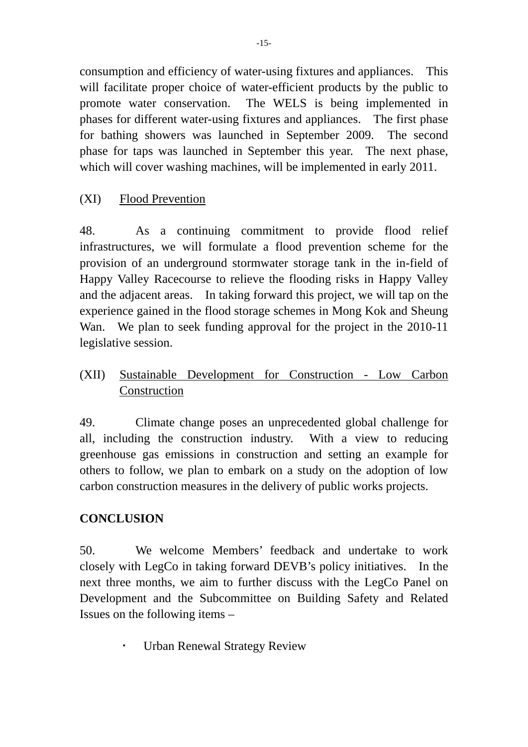consumption and efficiency of water-using fixtures and appliances. This will facilitate proper choice of water-efficient products by the public to promote water conservation. The WELS is being implemented in phases for different water-using fixtures and appliances. The first phase for bathing showers was launched in September 2009. The second phase for taps was launched in September this year. The next phase, which will cover washing machines, will be implemented in early 2011.

(XI) Flood Prevention

48. As a continuing commitment to provide flood relief infrastructures, we will formulate a flood prevention scheme for the provision of an underground stormwater storage tank in the in-field of Happy Valley Racecourse to relieve the flooding risks in Happy Valley and the adjacent areas. In taking forward this project, we will tap on the experience gained in the flood storage schemes in Mong Kok and Sheung Wan. We plan to seek funding approval for the project in the 2010-11 legislative session.

(XII) Sustainable Development for Construction - Low Carbon Construction

49. Climate change poses an unprecedented global challenge for all, including the construction industry. With a view to reducing greenhouse gas emissions in construction and setting an example for others to follow, we plan to embark on a study on the adoption of low carbon construction measures in the delivery of public works projects.

## CONCLUSION

50. We welcome Members' feedback and undertake to work closely with LegCo in taking forward DEVB's policy initiatives. In the next three months, we aim to further discuss with the LegCo Panel on Development and the Subcommittee on Building Safety and Related Issues on the following items –

- Urban Renewal Strategy Review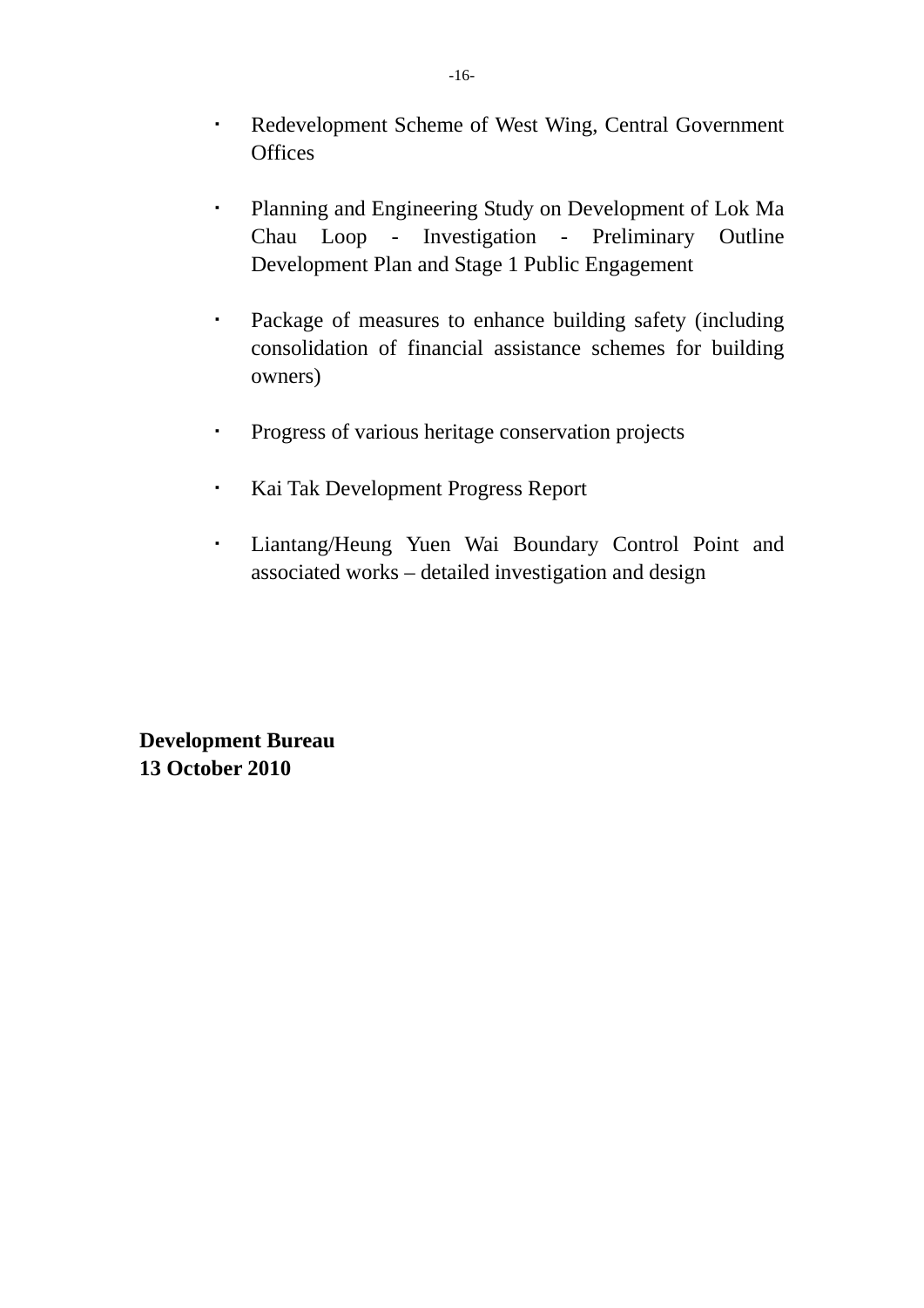- Redevelopment Scheme of West Wing, Central Government Offices

- Planning and Engineering Study on Development of Lok Ma Chau Loop - Investigation - Preliminary Outline Development Plan and Stage 1 Public Engagement

- Package of measures to enhance building safety (including consolidation of financial assistance schemes for building owners)

- Progress of various heritage conservation projects

- Kai Tak Development Progress Report

- Liantang/Heung Yuen Wai Boundary Control Point and associated works – detailed investigation and design

**Development Bureau**
**13 October 2010**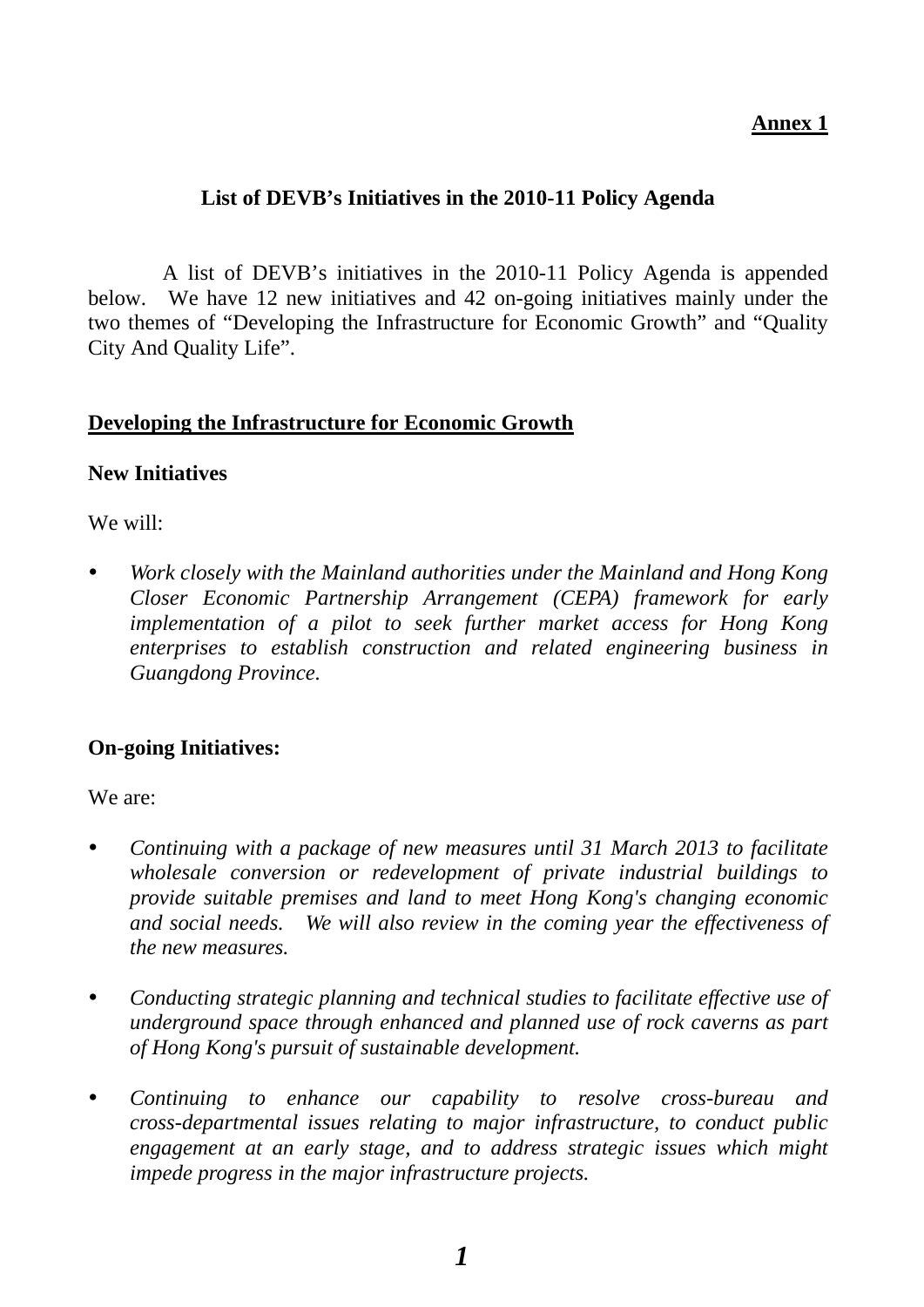**Annex 1**

## List of DEVB's Initiatives in the 2010-11 Policy Agenda

A list of DEVB's initiatives in the 2010-11 Policy Agenda is appended below. We have 12 new initiatives and 42 on-going initiatives mainly under the two themes of "Developing the Infrastructure for Economic Growth" and "Quality City And Quality Life".

### Developing the Infrastructure for Economic Growth

**New Initiatives**

We will:

- *Work closely with the Mainland authorities under the Mainland and Hong Kong Closer Economic Partnership Arrangement (CEPA) framework for early implementation of a pilot to seek further market access for Hong Kong enterprises to establish construction and related engineering business in Guangdong Province.*

**On-going Initiatives:**

We are:

- *Continuing with a package of new measures until 31 March 2013 to facilitate wholesale conversion or redevelopment of private industrial buildings to provide suitable premises and land to meet Hong Kong's changing economic and social needs. We will also review in the coming year the effectiveness of the new measures.*

- *Conducting strategic planning and technical studies to facilitate effective use of underground space through enhanced and planned use of rock caverns as part of Hong Kong's pursuit of sustainable development.*

- *Continuing to enhance our capability to resolve cross-bureau and cross-departmental issues relating to major infrastructure, to conduct public engagement at an early stage, and to address strategic issues which might impede progress in the major infrastructure projects.*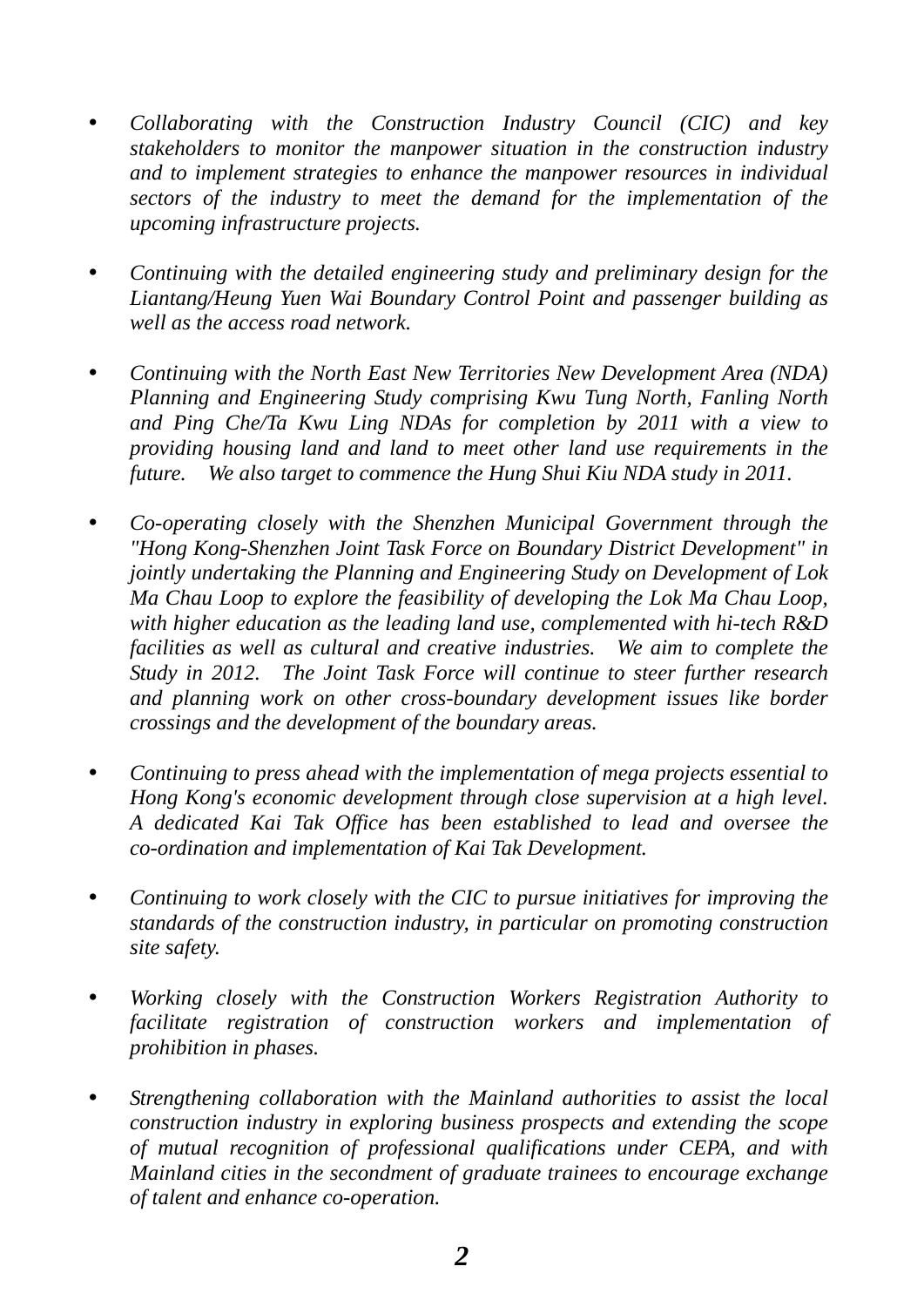- *Collaborating with the Construction Industry Council (CIC) and key stakeholders to monitor the manpower situation in the construction industry and to implement strategies to enhance the manpower resources in individual sectors of the industry to meet the demand for the implementation of the upcoming infrastructure projects.*

- *Continuing with the detailed engineering study and preliminary design for the Liantang/Heung Yuen Wai Boundary Control Point and passenger building as well as the access road network.*

- *Continuing with the North East New Territories New Development Area (NDA) Planning and Engineering Study comprising Kwu Tung North, Fanling North and Ping Che/Ta Kwu Ling NDAs for completion by 2011 with a view to providing housing land and land to meet other land use requirements in the future. We also target to commence the Hung Shui Kiu NDA study in 2011.*

- *Co-operating closely with the Shenzhen Municipal Government through the "Hong Kong-Shenzhen Joint Task Force on Boundary District Development" in jointly undertaking the Planning and Engineering Study on Development of Lok Ma Chau Loop to explore the feasibility of developing the Lok Ma Chau Loop, with higher education as the leading land use, complemented with hi-tech R&D facilities as well as cultural and creative industries. We aim to complete the Study in 2012. The Joint Task Force will continue to steer further research and planning work on other cross-boundary development issues like border crossings and the development of the boundary areas.*

- *Continuing to press ahead with the implementation of mega projects essential to Hong Kong's economic development through close supervision at a high level. A dedicated Kai Tak Office has been established to lead and oversee the co-ordination and implementation of Kai Tak Development.*

- *Continuing to work closely with the CIC to pursue initiatives for improving the standards of the construction industry, in particular on promoting construction site safety.*

- *Working closely with the Construction Workers Registration Authority to facilitate registration of construction workers and implementation of prohibition in phases.*

- *Strengthening collaboration with the Mainland authorities to assist the local construction industry in exploring business prospects and extending the scope of mutual recognition of professional qualifications under CEPA, and with Mainland cities in the secondment of graduate trainees to encourage exchange of talent and enhance co-operation.*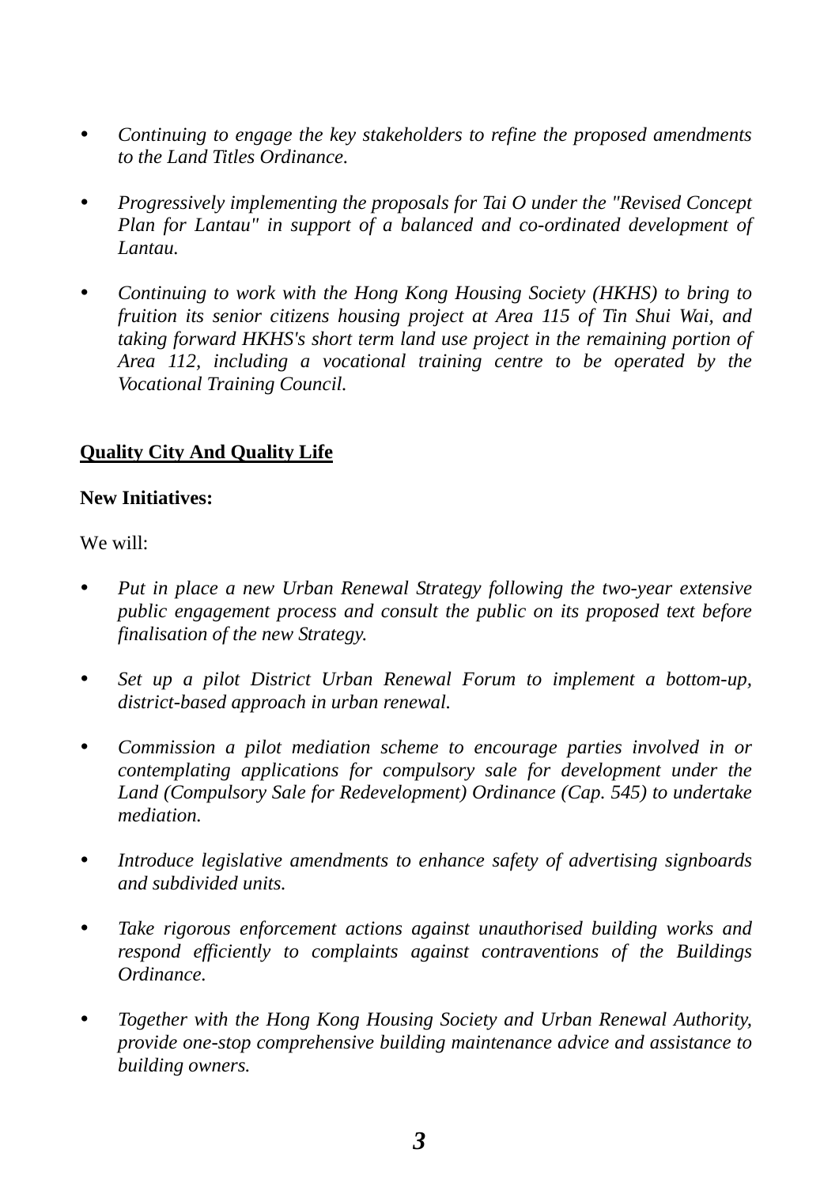- *Continuing to engage the key stakeholders to refine the proposed amendments to the Land Titles Ordinance.*

- *Progressively implementing the proposals for Tai O under the "Revised Concept Plan for Lantau" in support of a balanced and co-ordinated development of Lantau.*

- *Continuing to work with the Hong Kong Housing Society (HKHS) to bring to fruition its senior citizens housing project at Area 115 of Tin Shui Wai, and taking forward HKHS's short term land use project in the remaining portion of Area 112, including a vocational training centre to be operated by the Vocational Training Council.*

## Quality City And Quality Life

**New Initiatives:**

We will:

- *Put in place a new Urban Renewal Strategy following the two-year extensive public engagement process and consult the public on its proposed text before finalisation of the new Strategy.*

- *Set up a pilot District Urban Renewal Forum to implement a bottom-up, district-based approach in urban renewal.*

- *Commission a pilot mediation scheme to encourage parties involved in or contemplating applications for compulsory sale for development under the Land (Compulsory Sale for Redevelopment) Ordinance (Cap. 545) to undertake mediation.*

- *Introduce legislative amendments to enhance safety of advertising signboards and subdivided units.*

- *Take rigorous enforcement actions against unauthorised building works and respond efficiently to complaints against contraventions of the Buildings Ordinance.*

- *Together with the Hong Kong Housing Society and Urban Renewal Authority, provide one-stop comprehensive building maintenance advice and assistance to building owners.*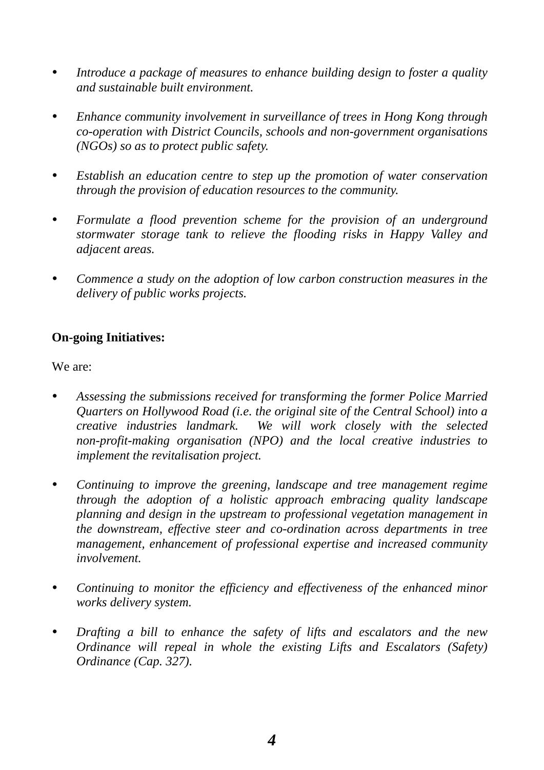- *Introduce a package of measures to enhance building design to foster a quality and sustainable built environment.*

- *Enhance community involvement in surveillance of trees in Hong Kong through co-operation with District Councils, schools and non-government organisations (NGOs) so as to protect public safety.*

- *Establish an education centre to step up the promotion of water conservation through the provision of education resources to the community.*

- *Formulate a flood prevention scheme for the provision of an underground stormwater storage tank to relieve the flooding risks in Happy Valley and adjacent areas.*

- *Commence a study on the adoption of low carbon construction measures in the delivery of public works projects.*

**On-going Initiatives:**

We are:

- *Assessing the submissions received for transforming the former Police Married Quarters on Hollywood Road (i.e. the original site of the Central School) into a creative industries landmark. We will work closely with the selected non-profit-making organisation (NPO) and the local creative industries to implement the revitalisation project.*

- *Continuing to improve the greening, landscape and tree management regime through the adoption of a holistic approach embracing quality landscape planning and design in the upstream to professional vegetation management in the downstream, effective steer and co-ordination across departments in tree management, enhancement of professional expertise and increased community involvement.*

- *Continuing to monitor the efficiency and effectiveness of the enhanced minor works delivery system.*

- *Drafting a bill to enhance the safety of lifts and escalators and the new Ordinance will repeal in whole the existing Lifts and Escalators (Safety) Ordinance (Cap. 327).*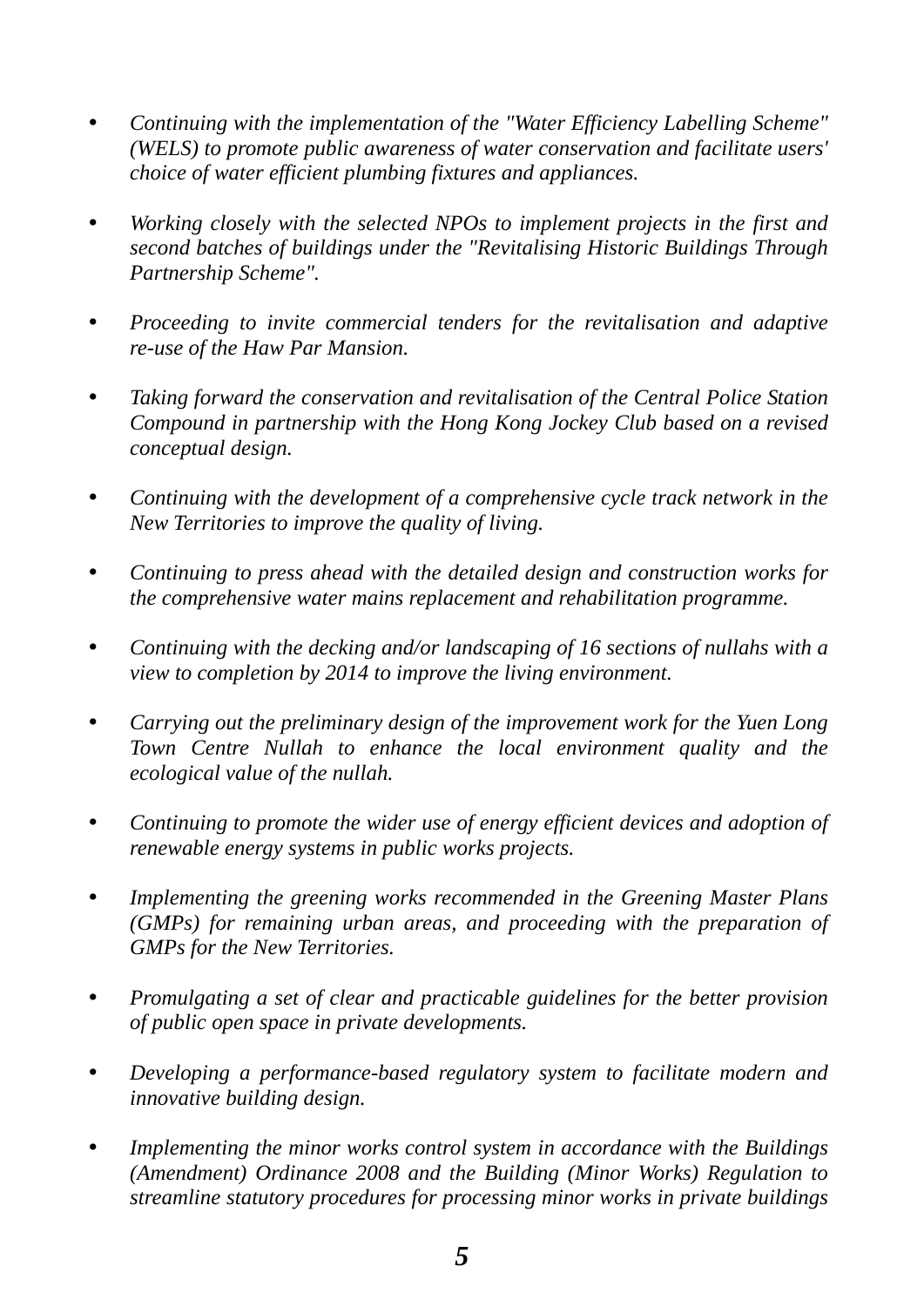- *Continuing with the implementation of the "Water Efficiency Labelling Scheme" (WELS) to promote public awareness of water conservation and facilitate users' choice of water efficient plumbing fixtures and appliances.*

- *Working closely with the selected NPOs to implement projects in the first and second batches of buildings under the "Revitalising Historic Buildings Through Partnership Scheme".*

- *Proceeding to invite commercial tenders for the revitalisation and adaptive re-use of the Haw Par Mansion.*

- *Taking forward the conservation and revitalisation of the Central Police Station Compound in partnership with the Hong Kong Jockey Club based on a revised conceptual design.*

- *Continuing with the development of a comprehensive cycle track network in the New Territories to improve the quality of living.*

- *Continuing to press ahead with the detailed design and construction works for the comprehensive water mains replacement and rehabilitation programme.*

- *Continuing with the decking and/or landscaping of 16 sections of nullahs with a view to completion by 2014 to improve the living environment.*

- *Carrying out the preliminary design of the improvement work for the Yuen Long Town Centre Nullah to enhance the local environment quality and the ecological value of the nullah.*

- *Continuing to promote the wider use of energy efficient devices and adoption of renewable energy systems in public works projects.*

- *Implementing the greening works recommended in the Greening Master Plans (GMPs) for remaining urban areas, and proceeding with the preparation of GMPs for the New Territories.*

- *Promulgating a set of clear and practicable guidelines for the better provision of public open space in private developments.*

- *Developing a performance-based regulatory system to facilitate modern and innovative building design.*

- *Implementing the minor works control system in accordance with the Buildings (Amendment) Ordinance 2008 and the Building (Minor Works) Regulation to streamline statutory procedures for processing minor works in private buildings*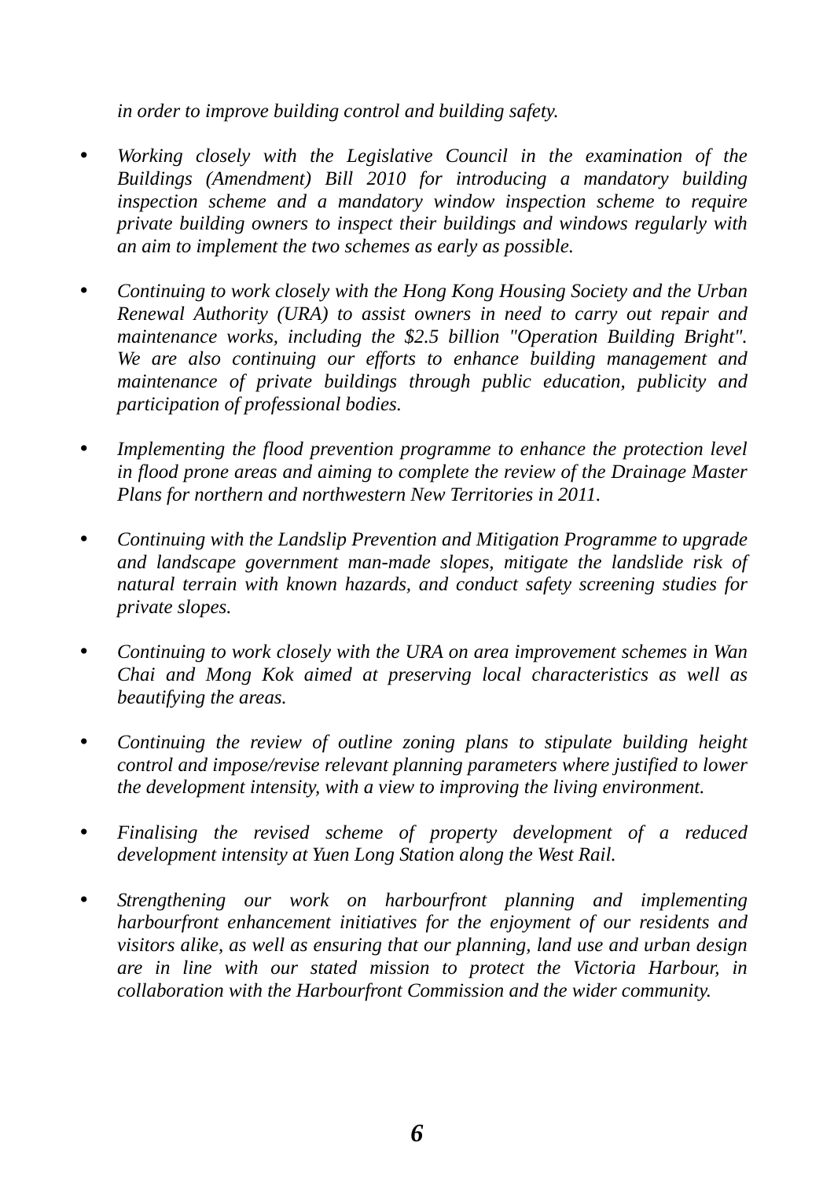*in order to improve building control and building safety.*

- *Working closely with the Legislative Council in the examination of the Buildings (Amendment) Bill 2010 for introducing a mandatory building inspection scheme and a mandatory window inspection scheme to require private building owners to inspect their buildings and windows regularly with an aim to implement the two schemes as early as possible.*

- *Continuing to work closely with the Hong Kong Housing Society and the Urban Renewal Authority (URA) to assist owners in need to carry out repair and maintenance works, including the $2.5 billion "Operation Building Bright". We are also continuing our efforts to enhance building management and maintenance of private buildings through public education, publicity and participation of professional bodies.*

- *Implementing the flood prevention programme to enhance the protection level in flood prone areas and aiming to complete the review of the Drainage Master Plans for northern and northwestern New Territories in 2011.*

- *Continuing with the Landslip Prevention and Mitigation Programme to upgrade and landscape government man-made slopes, mitigate the landslide risk of natural terrain with known hazards, and conduct safety screening studies for private slopes.*

- *Continuing to work closely with the URA on area improvement schemes in Wan Chai and Mong Kok aimed at preserving local characteristics as well as beautifying the areas.*

- *Continuing the review of outline zoning plans to stipulate building height control and impose/revise relevant planning parameters where justified to lower the development intensity, with a view to improving the living environment.*

- *Finalising the revised scheme of property development of a reduced development intensity at Yuen Long Station along the West Rail.*

- *Strengthening our work on harbourfront planning and implementing harbourfront enhancement initiatives for the enjoyment of our residents and visitors alike, as well as ensuring that our planning, land use and urban design are in line with our stated mission to protect the Victoria Harbour, in collaboration with the Harbourfront Commission and the wider community.*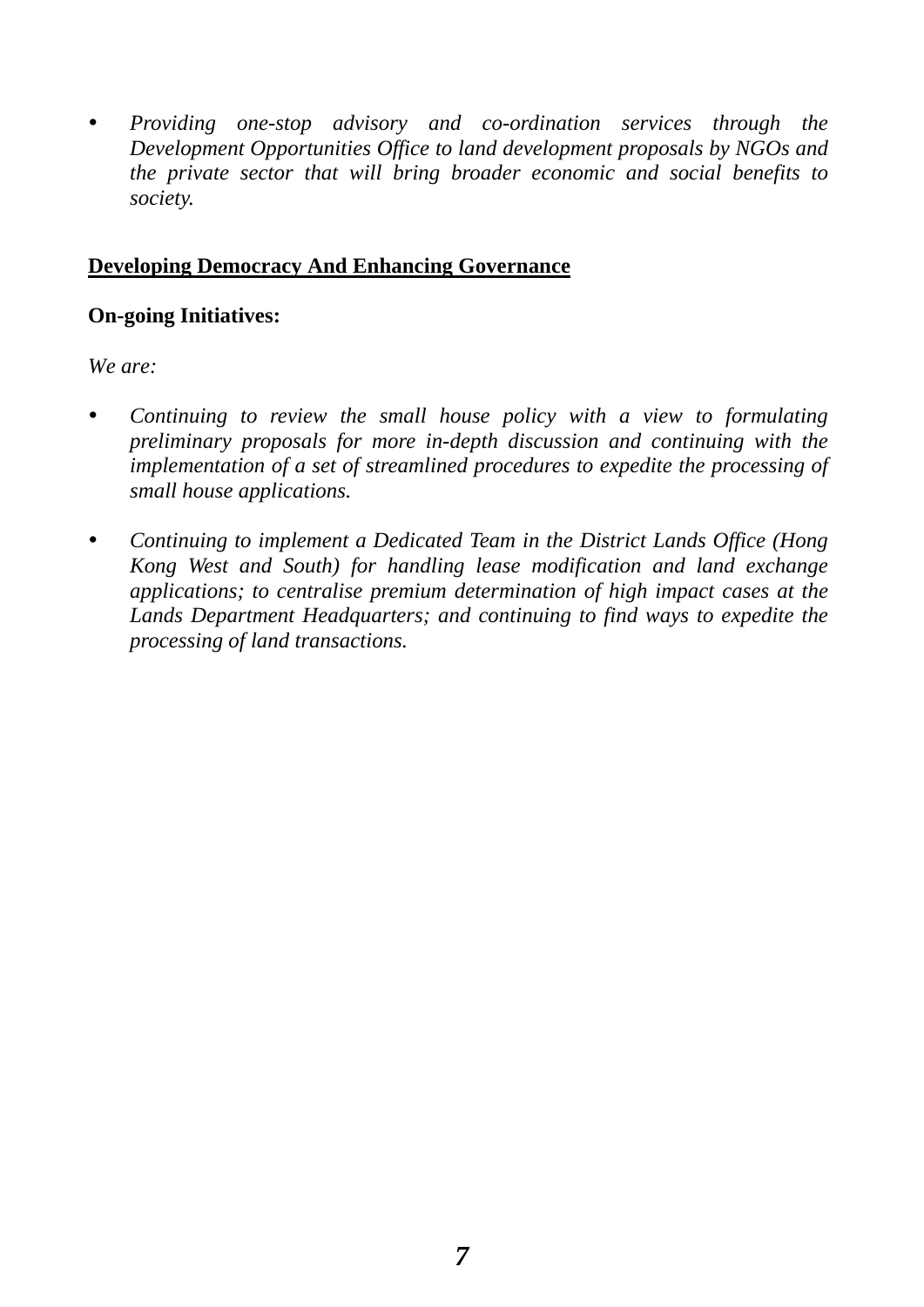- *Providing one-stop advisory and co-ordination services through the Development Opportunities Office to land development proposals by NGOs and the private sector that will bring broader economic and social benefits to society.*

**<u>Developing Democracy And Enhancing Governance</u>**

**On-going Initiatives:**

*We are:*

- *Continuing to review the small house policy with a view to formulating preliminary proposals for more in-depth discussion and continuing with the implementation of a set of streamlined procedures to expedite the processing of small house applications.*

- *Continuing to implement a Dedicated Team in the District Lands Office (Hong Kong West and South) for handling lease modification and land exchange applications; to centralise premium determination of high impact cases at the Lands Department Headquarters; and continuing to find ways to expedite the processing of land transactions.*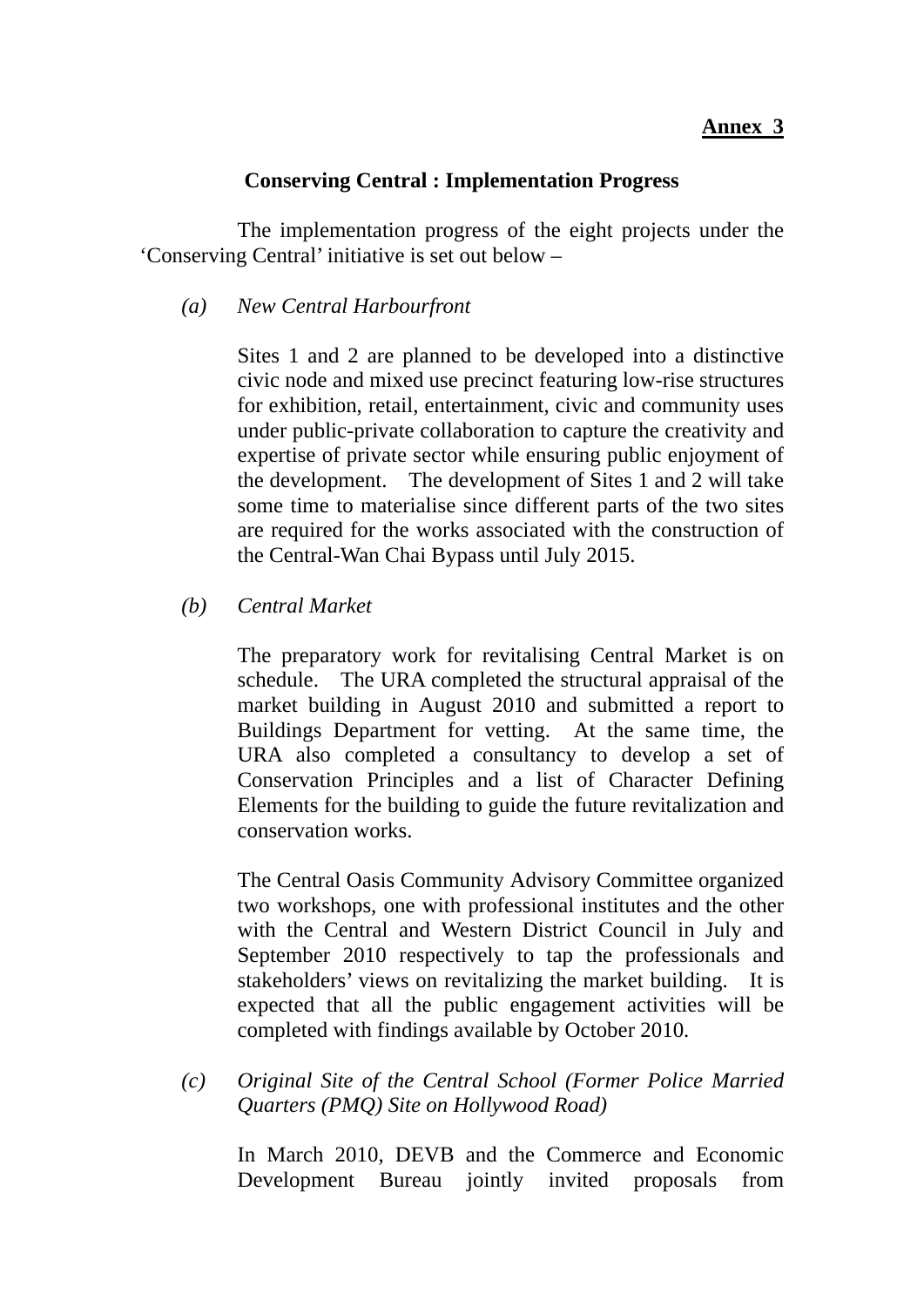**Annex 3**

**Conserving Central : Implementation Progress**

The implementation progress of the eight projects under the 'Conserving Central' initiative is set out below –

*(a) New Central Harbourfront*

Sites 1 and 2 are planned to be developed into a distinctive civic node and mixed use precinct featuring low-rise structures for exhibition, retail, entertainment, civic and community uses under public-private collaboration to capture the creativity and expertise of private sector while ensuring public enjoyment of the development. The development of Sites 1 and 2 will take some time to materialise since different parts of the two sites are required for the works associated with the construction of the Central-Wan Chai Bypass until July 2015.

*(b) Central Market*

The preparatory work for revitalising Central Market is on schedule. The URA completed the structural appraisal of the market building in August 2010 and submitted a report to Buildings Department for vetting. At the same time, the URA also completed a consultancy to develop a set of Conservation Principles and a list of Character Defining Elements for the building to guide the future revitalization and conservation works.

The Central Oasis Community Advisory Committee organized two workshops, one with professional institutes and the other with the Central and Western District Council in July and September 2010 respectively to tap the professionals and stakeholders' views on revitalizing the market building. It is expected that all the public engagement activities will be completed with findings available by October 2010.

*(c) Original Site of the Central School (Former Police Married Quarters (PMQ) Site on Hollywood Road)*

In March 2010, DEVB and the Commerce and Economic Development Bureau jointly invited proposals from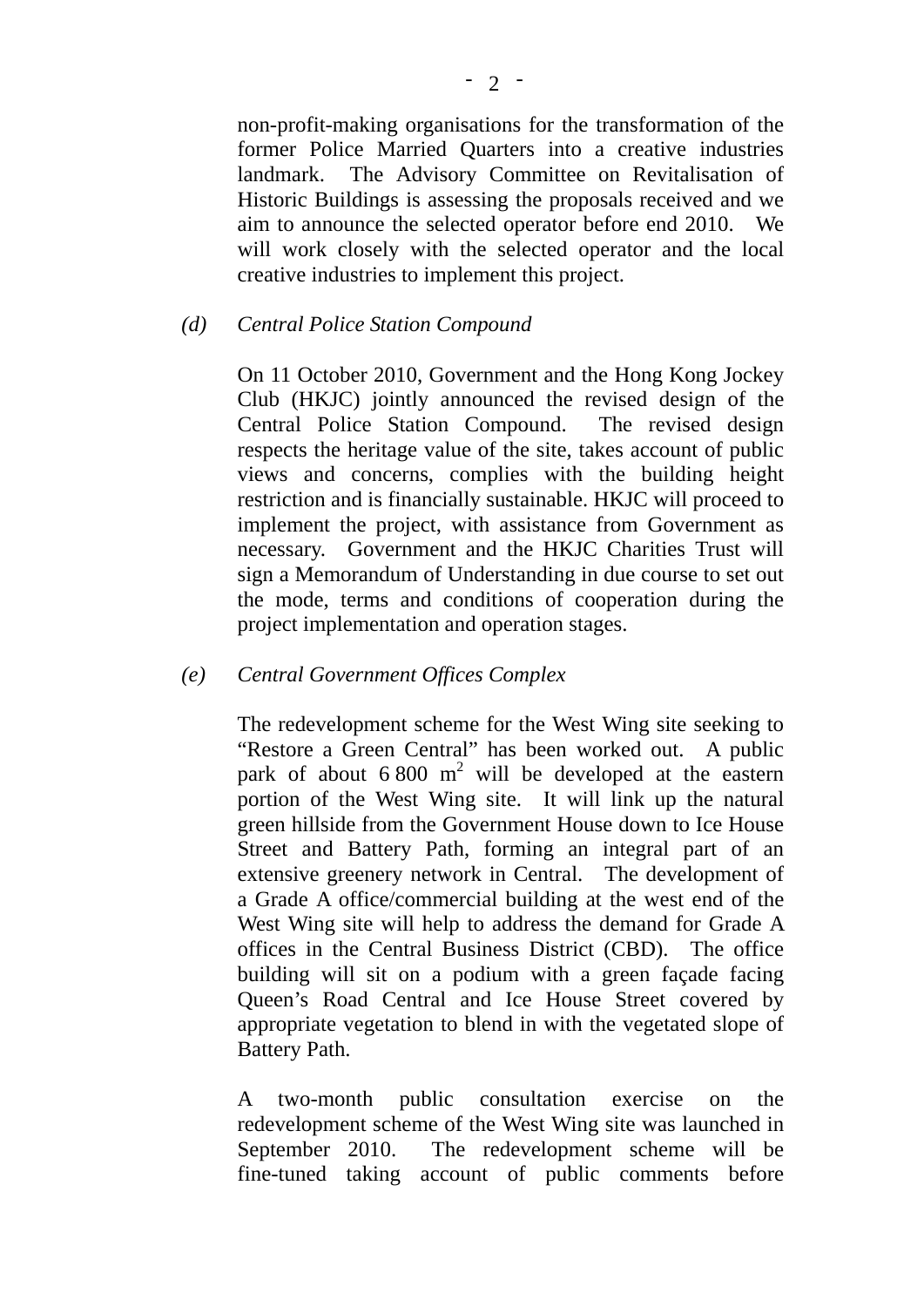non-profit-making organisations for the transformation of the former Police Married Quarters into a creative industries landmark. The Advisory Committee on Revitalisation of Historic Buildings is assessing the proposals received and we aim to announce the selected operator before end 2010. We will work closely with the selected operator and the local creative industries to implement this project.

*(d)* *Central Police Station Compound*

On 11 October 2010, Government and the Hong Kong Jockey Club (HKJC) jointly announced the revised design of the Central Police Station Compound. The revised design respects the heritage value of the site, takes account of public views and concerns, complies with the building height restriction and is financially sustainable. HKJC will proceed to implement the project, with assistance from Government as necessary. Government and the HKJC Charities Trust will sign a Memorandum of Understanding in due course to set out the mode, terms and conditions of cooperation during the project implementation and operation stages.

*(e)* *Central Government Offices Complex*

The redevelopment scheme for the West Wing site seeking to "Restore a Green Central" has been worked out. A public park of about 6 800 m$^2$ will be developed at the eastern portion of the West Wing site. It will link up the natural green hillside from the Government House down to Ice House Street and Battery Path, forming an integral part of an extensive greenery network in Central. The development of a Grade A office/commercial building at the west end of the West Wing site will help to address the demand for Grade A offices in the Central Business District (CBD). The office building will sit on a podium with a green façade facing Queen's Road Central and Ice House Street covered by appropriate vegetation to blend in with the vegetated slope of Battery Path.

A two-month public consultation exercise on the redevelopment scheme of the West Wing site was launched in September 2010. The redevelopment scheme will be fine-tuned taking account of public comments before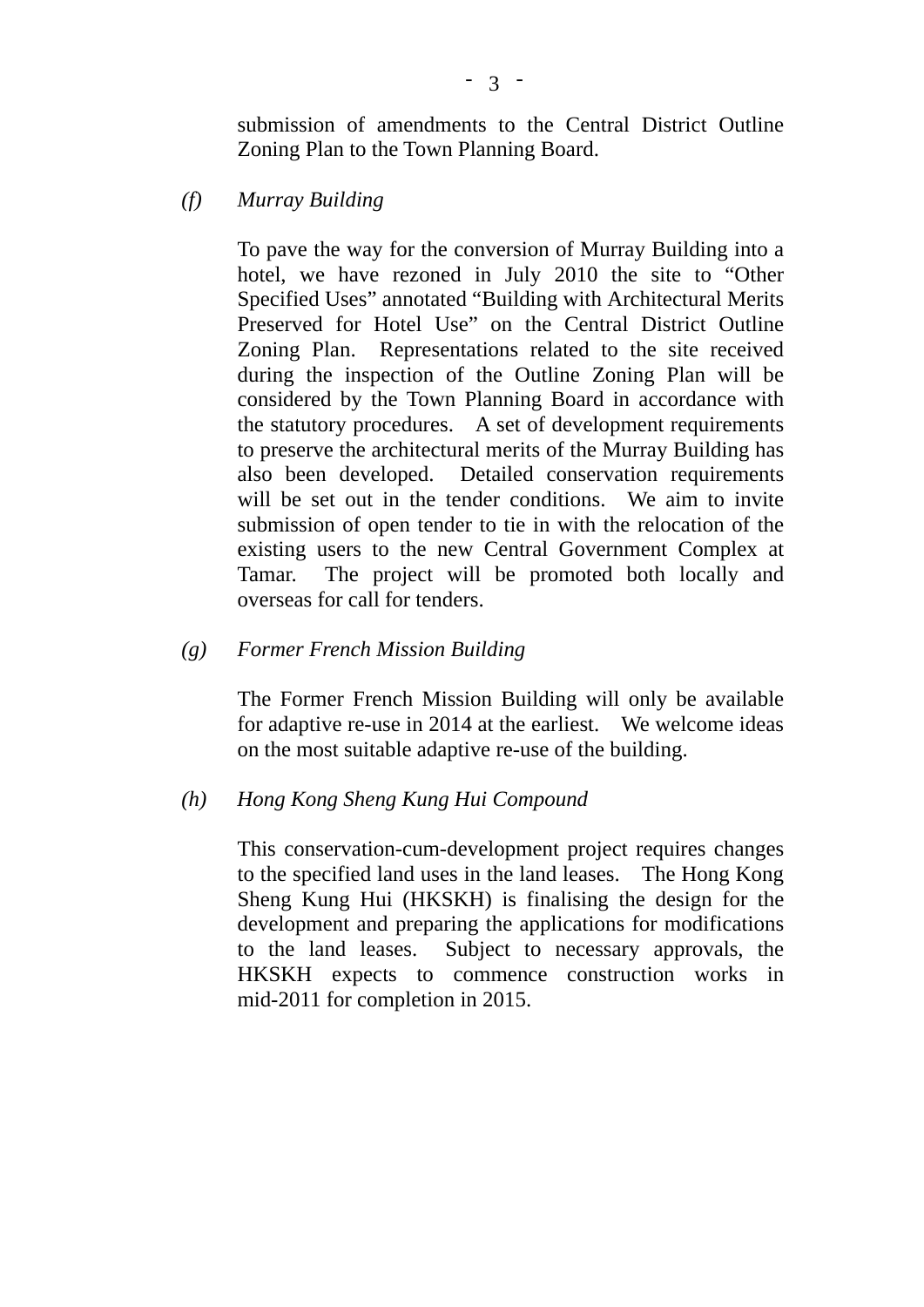submission of amendments to the Central District Outline Zoning Plan to the Town Planning Board.

*(f)* *Murray Building*

To pave the way for the conversion of Murray Building into a hotel, we have rezoned in July 2010 the site to "Other Specified Uses" annotated "Building with Architectural Merits Preserved for Hotel Use" on the Central District Outline Zoning Plan. Representations related to the site received during the inspection of the Outline Zoning Plan will be considered by the Town Planning Board in accordance with the statutory procedures. A set of development requirements to preserve the architectural merits of the Murray Building has also been developed. Detailed conservation requirements will be set out in the tender conditions. We aim to invite submission of open tender to tie in with the relocation of the existing users to the new Central Government Complex at Tamar. The project will be promoted both locally and overseas for call for tenders.

*(g)* *Former French Mission Building*

The Former French Mission Building will only be available for adaptive re-use in 2014 at the earliest. We welcome ideas on the most suitable adaptive re-use of the building.

*(h)* *Hong Kong Sheng Kung Hui Compound*

This conservation-cum-development project requires changes to the specified land uses in the land leases. The Hong Kong Sheng Kung Hui (HKSKH) is finalising the design for the development and preparing the applications for modifications to the land leases. Subject to necessary approvals, the HKSKH expects to commence construction works in mid-2011 for completion in 2015.